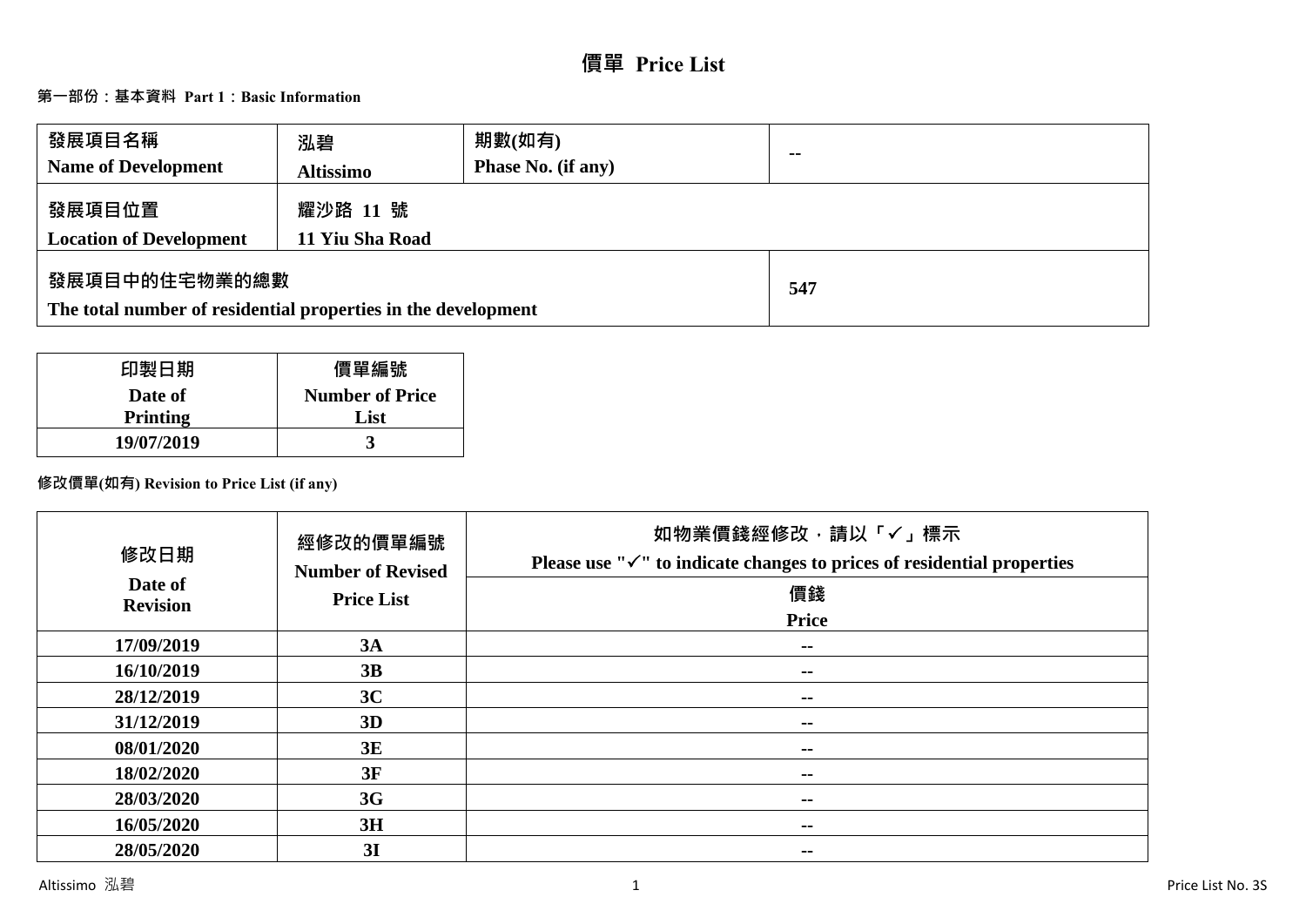# 價單 Price List

## 第一部份：基本資料 Part 1：Basic Information

| 發展項目名稱<br>Name of Development | 泓碧<br>Altissimo | 期數(如有)<br>Phase No. (if any) | -- |
|---|---|---|---|
| 發展項目位置<br>Location of Development | 耀沙路 11 號<br>11 Yiu Sha Road | | |
| 發展項目中的住宅物業的總數<br>The total number of residential properties in the development | | | 547 |

| 印製日期<br>Date of Printing | 價單編號<br>Number of Price List |
|---|---|
| 19/07/2019 | 3 |

**修改價單(如有) Revision to Price List (if any)**

| 修改日期<br>Date of Revision | 經修改的價單編號<br>Number of Revised Price List | 如物業價錢經修改，請以「✓」標示<br>Please use "✓" to indicate changes to prices of residential properties<br>價錢<br>Price |
|---|---|---|
| 17/09/2019 | 3A | -- |
| 16/10/2019 | 3B | -- |
| 28/12/2019 | 3C | -- |
| 31/12/2019 | 3D | -- |
| 08/01/2020 | 3E | -- |
| 18/02/2020 | 3F | -- |
| 28/03/2020 | 3G | -- |
| 16/05/2020 | 3H | -- |
| 28/05/2020 | 3I | -- |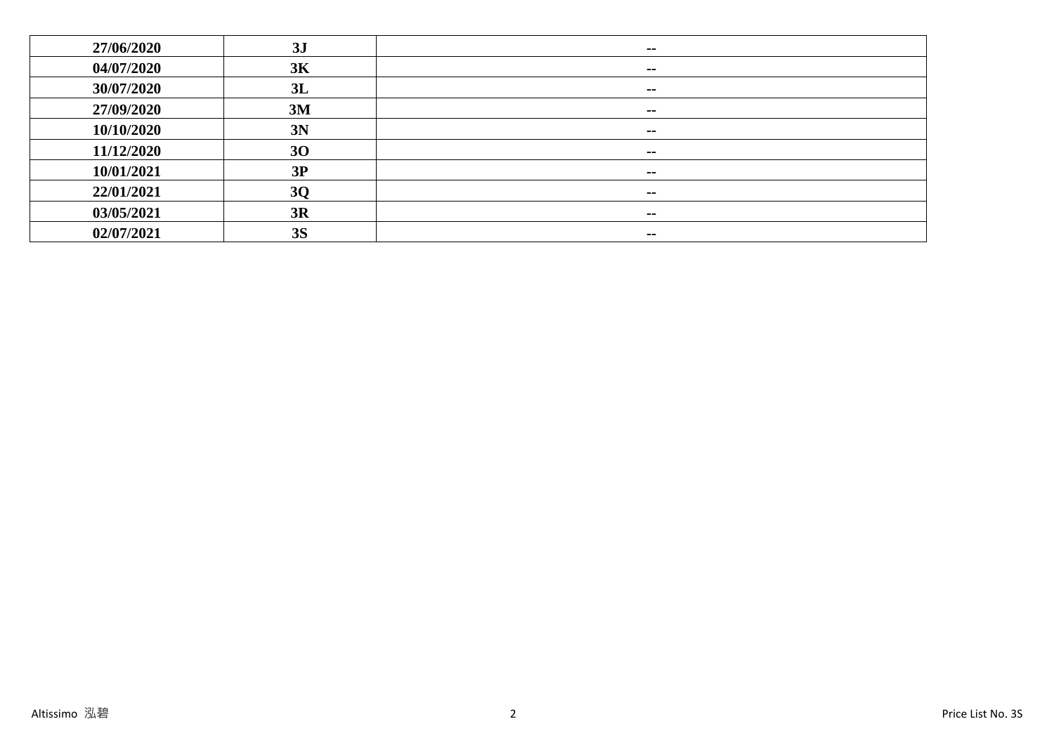| 27/06/2020 | 3J | -- |
|---|---|---|
| 04/07/2020 | 3K | -- |
| 30/07/2020 | 3L | -- |
| 27/09/2020 | 3M | -- |
| 10/10/2020 | 3N | -- |
| 11/12/2020 | 3O | -- |
| 10/01/2021 | 3P | -- |
| 22/01/2021 | 3Q | -- |
| 03/05/2021 | 3R | -- |
| 02/07/2021 | 3S | -- |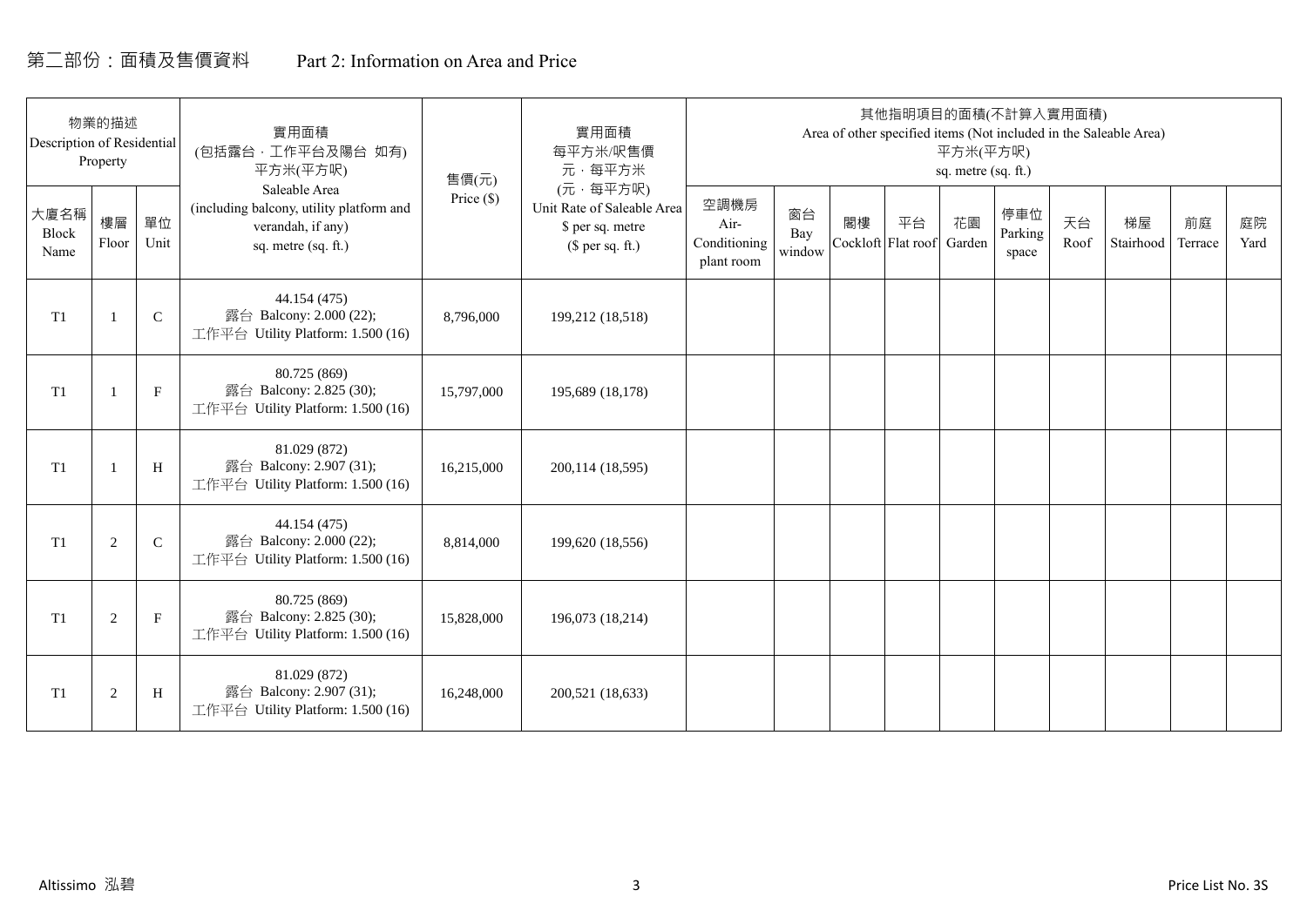# 第二部份：面積及售價資料 Part 2: Information on Area and Price

| 物業的描述 Description of Residential Property | | | 實用面積 (包括露台，工作平台及陽台 如有) 平方米(平方呎) Saleable Area (including balcony, utility platform and verandah, if any) sq. metre (sq. ft.) | 售價(元) Price ($) | 實用面積 每平方米/呎售價 元，每平方米 (元，每平方呎) Unit Rate of Saleable Area $ per sq. metre ($ per sq. ft.) | 其他指明項目的面積(不計算入實用面積) Area of other specified items (Not included in the Saleable Area) 平方米(平方呎) sq. metre (sq. ft.) | | | | | | | | | |
|---|---|---|---|---|---|---|---|---|---|---|---|---|---|---|---|
| 大廈名稱 Block Name | 樓層 Floor | 單位 Unit | | | | 空調機房 Air-Conditioning plant room | 窗台 Bay window | 閣樓 Cockloft | 平台 Flat roof | 花園 Garden | 停車位 Parking space | 天台 Roof | 梯屋 Stairhood | 前庭 Terrace | 庭院 Yard |
| T1 | 1 | C | 44.154 (475) 露台 Balcony: 2.000 (22); 工作平台 Utility Platform: 1.500 (16) | 8,796,000 | 199,212 (18,518) | | | | | | | | | | |
| T1 | 1 | F | 80.725 (869) 露台 Balcony: 2.825 (30); 工作平台 Utility Platform: 1.500 (16) | 15,797,000 | 195,689 (18,178) | | | | | | | | | | |
| T1 | 1 | H | 81.029 (872) 露台 Balcony: 2.907 (31); 工作平台 Utility Platform: 1.500 (16) | 16,215,000 | 200,114 (18,595) | | | | | | | | | | |
| T1 | 2 | C | 44.154 (475) 露台 Balcony: 2.000 (22); 工作平台 Utility Platform: 1.500 (16) | 8,814,000 | 199,620 (18,556) | | | | | | | | | | |
| T1 | 2 | F | 80.725 (869) 露台 Balcony: 2.825 (30); 工作平台 Utility Platform: 1.500 (16) | 15,828,000 | 196,073 (18,214) | | | | | | | | | | |
| T1 | 2 | H | 81.029 (872) 露台 Balcony: 2.907 (31); 工作平台 Utility Platform: 1.500 (16) | 16,248,000 | 200,521 (18,633) | | | | | | | | | | |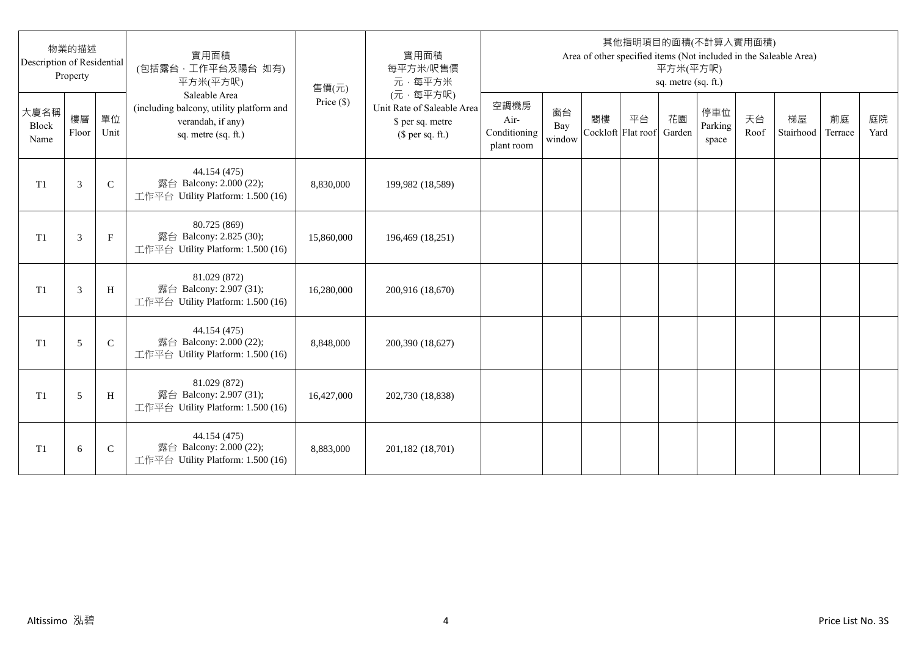| 物業的描述 Description of Residential Property | | | 實用面積 (包括露台，工作平台及陽台 如有) 平方米(平方呎) Saleable Area (including balcony, utility platform and verandah, if any) sq. metre (sq. ft.) | 售價(元) Price ($) | 實用面積 每平方米/呎售價 元，每平方米 (元，每平方呎) Unit Rate of Saleable Area $ per sq. metre ($ per sq. ft.) | 其他指明項目的面積(不計算入實用面積) Area of other specified items (Not included in the Saleable Area) 平方米(平方呎) sq. metre (sq. ft.) | | | | | | | | | |
|---|---|---|---|---|---|---|---|---|---|---|---|---|---|---|---|
| 大廈名稱 Block Name | 樓層 Floor | 單位 Unit | | | | 空調機房 Air-Conditioning plant room | 窗台 Bay window | 閣樓 Cockloft | 平台 Flat roof | 花園 Garden | 停車位 Parking space | 天台 Roof | 梯屋 Stairhood | 前庭 Terrace | 庭院 Yard |
| T1 | 3 | C | 44.154 (475) 露台 Balcony: 2.000 (22); 工作平台 Utility Platform: 1.500 (16) | 8,830,000 | 199,982 (18,589) | | | | | | | | | | |
| T1 | 3 | F | 80.725 (869) 露台 Balcony: 2.825 (30); 工作平台 Utility Platform: 1.500 (16) | 15,860,000 | 196,469 (18,251) | | | | | | | | | | |
| T1 | 3 | H | 81.029 (872) 露台 Balcony: 2.907 (31); 工作平台 Utility Platform: 1.500 (16) | 16,280,000 | 200,916 (18,670) | | | | | | | | | | |
| T1 | 5 | C | 44.154 (475) 露台 Balcony: 2.000 (22); 工作平台 Utility Platform: 1.500 (16) | 8,848,000 | 200,390 (18,627) | | | | | | | | | | |
| T1 | 5 | H | 81.029 (872) 露台 Balcony: 2.907 (31); 工作平台 Utility Platform: 1.500 (16) | 16,427,000 | 202,730 (18,838) | | | | | | | | | | |
| T1 | 6 | C | 44.154 (475) 露台 Balcony: 2.000 (22); 工作平台 Utility Platform: 1.500 (16) | 8,883,000 | 201,182 (18,701) | | | | | | | | | | |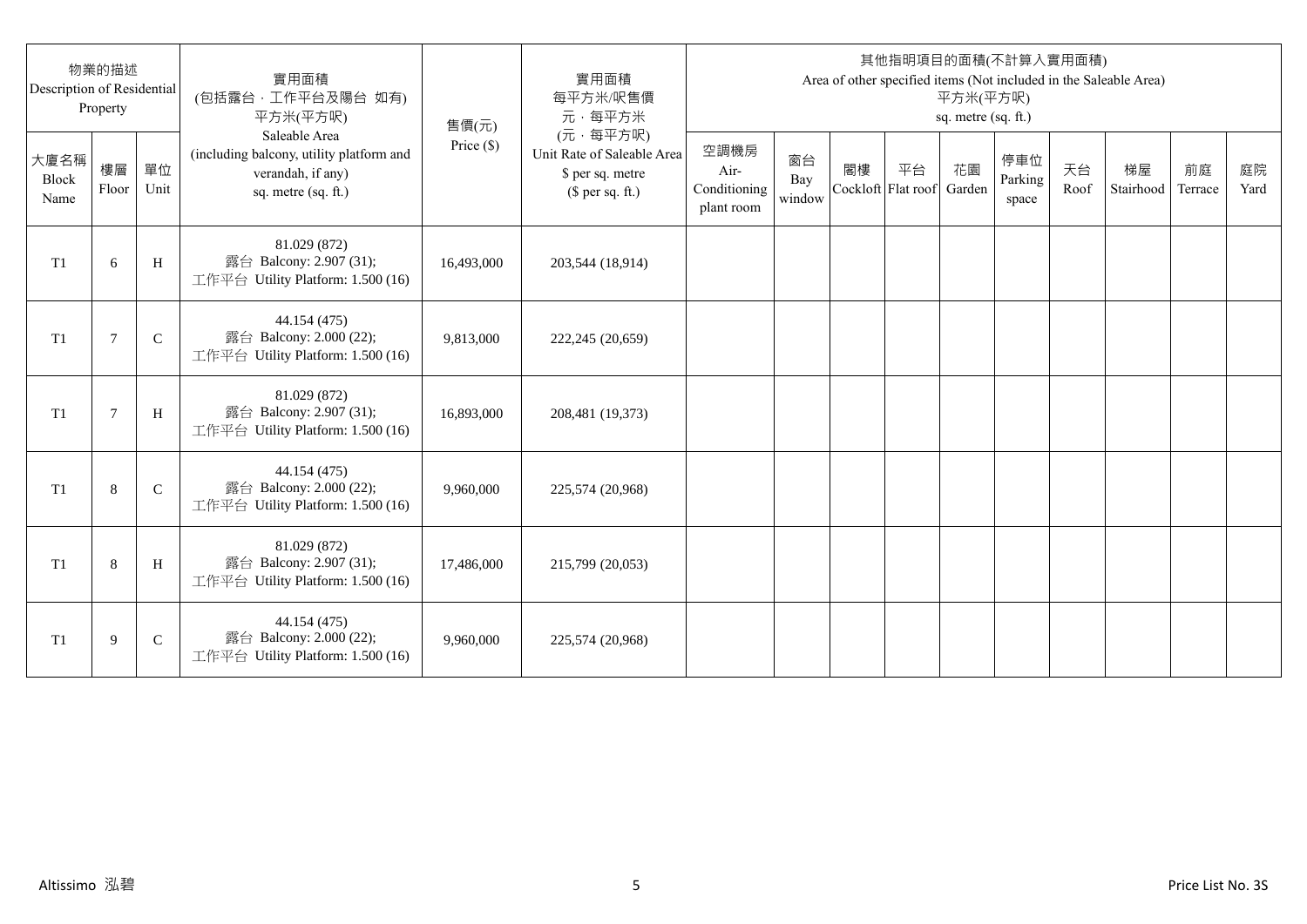| 物業的描述 Description of Residential Property | | | 實用面積 (包括露台，工作平台及陽台 如有) 平方米(平方呎) Saleable Area (including balcony, utility platform and verandah, if any) sq. metre (sq. ft.) | 售價(元) Price ($) | 實用面積 每平方米/呎售價 元，每平方米 (元，每平方呎) Unit Rate of Saleable Area $ per sq. metre ($ per sq. ft.) | 其他指明項目的面積(不計算入實用面積) Area of other specified items (Not included in the Saleable Area) 平方米(平方呎) sq. metre (sq. ft.) | | | | | | | | | |
|---|---|---|---|---|---|---|---|---|---|---|---|---|---|---|---|
| 大廈名稱 Block Name | 樓層 Floor | 單位 Unit | | | | 空調機房 Air-Conditioning plant room | 窗台 Bay window | 閣樓 Cockloft | 平台 Flat roof | 花園 Garden | 停車位 Parking space | 天台 Roof | 梯屋 Stairhood | 前庭 Terrace | 庭院 Yard |
| T1 | 6 | H | 81.029 (872) 露台 Balcony: 2.907 (31); 工作平台 Utility Platform: 1.500 (16) | 16,493,000 | 203,544 (18,914) | | | | | | | | | | |
| T1 | 7 | C | 44.154 (475) 露台 Balcony: 2.000 (22); 工作平台 Utility Platform: 1.500 (16) | 9,813,000 | 222,245 (20,659) | | | | | | | | | | |
| T1 | 7 | H | 81.029 (872) 露台 Balcony: 2.907 (31); 工作平台 Utility Platform: 1.500 (16) | 16,893,000 | 208,481 (19,373) | | | | | | | | | | |
| T1 | 8 | C | 44.154 (475) 露台 Balcony: 2.000 (22); 工作平台 Utility Platform: 1.500 (16) | 9,960,000 | 225,574 (20,968) | | | | | | | | | | |
| T1 | 8 | H | 81.029 (872) 露台 Balcony: 2.907 (31); 工作平台 Utility Platform: 1.500 (16) | 17,486,000 | 215,799 (20,053) | | | | | | | | | | |
| T1 | 9 | C | 44.154 (475) 露台 Balcony: 2.000 (22); 工作平台 Utility Platform: 1.500 (16) | 9,960,000 | 225,574 (20,968) | | | | | | | | | | |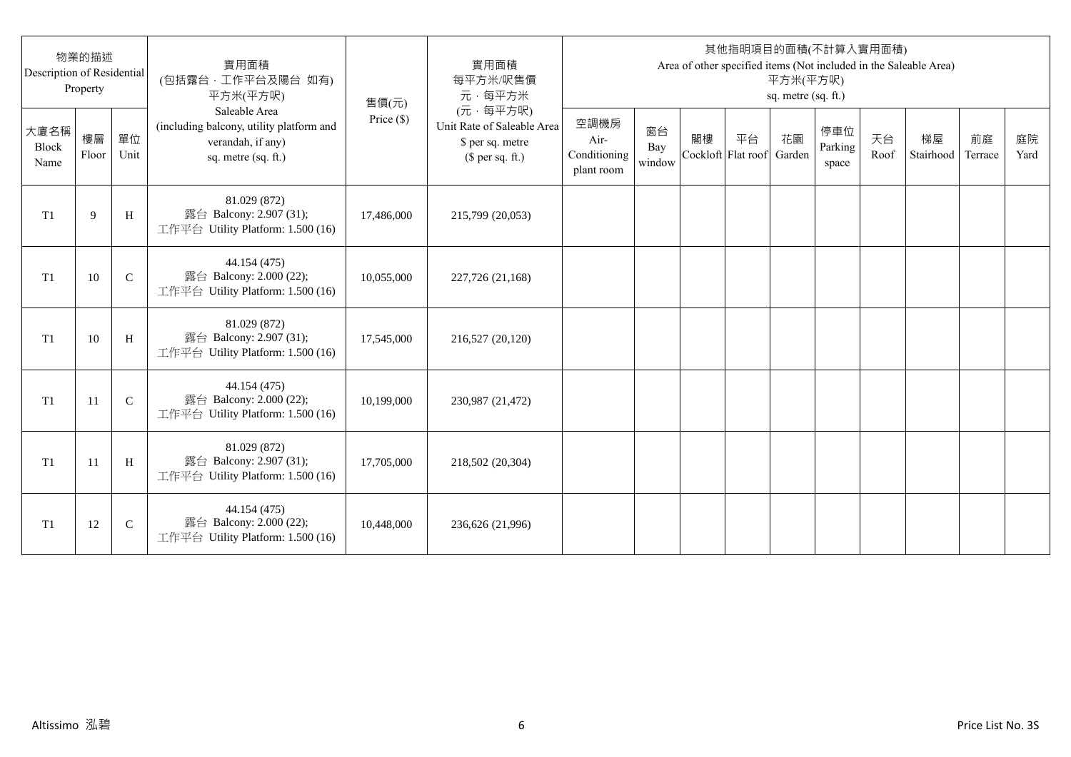| 物業的描述 Description of Residential Property | | | 實用面積 (包括露台，工作平台及陽台 如有) 平方米(平方呎) Saleable Area (including balcony, utility platform and verandah, if any) sq. metre (sq. ft.) | 售價(元) Price ($) | 實用面積 每平方米/呎售價 元，每平方米 (元，每平方呎) Unit Rate of Saleable Area $ per sq. metre ($ per sq. ft.) | 其他指明項目的面積(不計算入實用面積) Area of other specified items (Not included in the Saleable Area) 平方米(平方呎) sq. metre (sq. ft.) | | | | | | | | | |
|---|---|---|---|---|---|---|---|---|---|---|---|---|---|---|---|
| 大廈名稱 Block Name | 樓層 Floor | 單位 Unit | | | | 空調機房 Air-Conditioning plant room | 窗台 Bay window | 閣樓 Cockloft | 平台 Flat roof | 花園 Garden | 停車位 Parking space | 天台 Roof | 梯屋 Stairhood | 前庭 Terrace | 庭院 Yard |
| T1 | 9 | H | 81.029 (872) 露台 Balcony: 2.907 (31); 工作平台 Utility Platform: 1.500 (16) | 17,486,000 | 215,799 (20,053) | | | | | | | | | | |
| T1 | 10 | C | 44.154 (475) 露台 Balcony: 2.000 (22); 工作平台 Utility Platform: 1.500 (16) | 10,055,000 | 227,726 (21,168) | | | | | | | | | | |
| T1 | 10 | H | 81.029 (872) 露台 Balcony: 2.907 (31); 工作平台 Utility Platform: 1.500 (16) | 17,545,000 | 216,527 (20,120) | | | | | | | | | | |
| T1 | 11 | C | 44.154 (475) 露台 Balcony: 2.000 (22); 工作平台 Utility Platform: 1.500 (16) | 10,199,000 | 230,987 (21,472) | | | | | | | | | | |
| T1 | 11 | H | 81.029 (872) 露台 Balcony: 2.907 (31); 工作平台 Utility Platform: 1.500 (16) | 17,705,000 | 218,502 (20,304) | | | | | | | | | | |
| T1 | 12 | C | 44.154 (475) 露台 Balcony: 2.000 (22); 工作平台 Utility Platform: 1.500 (16) | 10,448,000 | 236,626 (21,996) | | | | | | | | | | |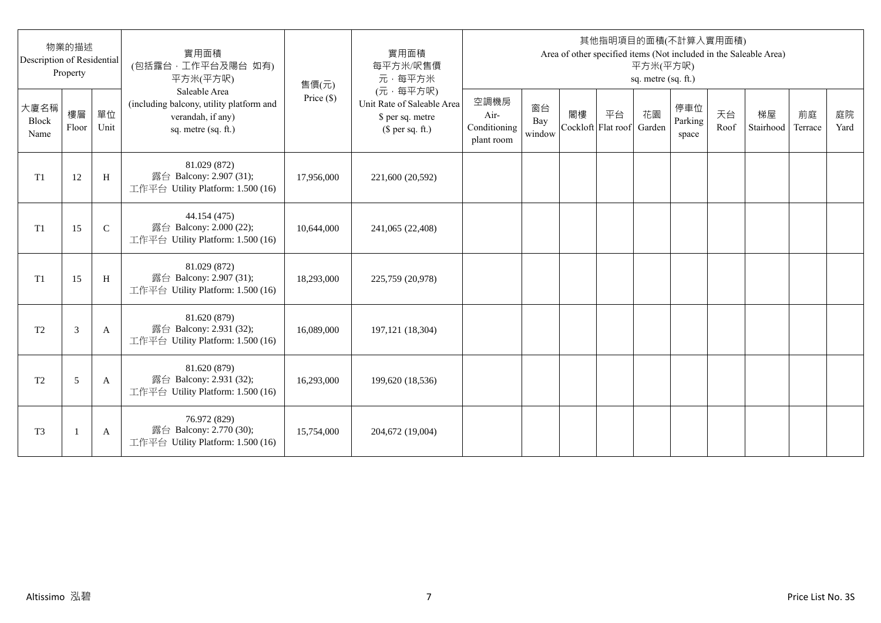| 物業的描述 Description of Residential Property | | | 實用面積 (包括露台，工作平台及陽台 如有) 平方米(平方呎) Saleable Area (including balcony, utility platform and verandah, if any) sq. metre (sq. ft.) | 售價(元) Price ($) | 實用面積 每平方米/呎售價 元，每平方米 (元，每平方呎) Unit Rate of Saleable Area $ per sq. metre ($ per sq. ft.) | 其他指明項目的面積(不計算入實用面積) Area of other specified items (Not included in the Saleable Area) 平方米(平方呎) sq. metre (sq. ft.) | | | | | | | | | |
|---|---|---|---|---|---|---|---|---|---|---|---|---|---|---|---|
| 大廈名稱 Block Name | 樓層 Floor | 單位 Unit | | | | 空調機房 Air-Conditioning plant room | 窗台 Bay window | 閣樓 Cockloft | 平台 Flat roof | 花園 Garden | 停車位 Parking space | 天台 Roof | 梯屋 Stairhood | 前庭 Terrace | 庭院 Yard |
| T1 | 12 | H | 81.029 (872) 露台 Balcony: 2.907 (31); 工作平台 Utility Platform: 1.500 (16) | 17,956,000 | 221,600 (20,592) | | | | | | | | | | |
| T1 | 15 | C | 44.154 (475) 露台 Balcony: 2.000 (22); 工作平台 Utility Platform: 1.500 (16) | 10,644,000 | 241,065 (22,408) | | | | | | | | | | |
| T1 | 15 | H | 81.029 (872) 露台 Balcony: 2.907 (31); 工作平台 Utility Platform: 1.500 (16) | 18,293,000 | 225,759 (20,978) | | | | | | | | | | |
| T2 | 3 | A | 81.620 (879) 露台 Balcony: 2.931 (32); 工作平台 Utility Platform: 1.500 (16) | 16,089,000 | 197,121 (18,304) | | | | | | | | | | |
| T2 | 5 | A | 81.620 (879) 露台 Balcony: 2.931 (32); 工作平台 Utility Platform: 1.500 (16) | 16,293,000 | 199,620 (18,536) | | | | | | | | | | |
| T3 | 1 | A | 76.972 (829) 露台 Balcony: 2.770 (30); 工作平台 Utility Platform: 1.500 (16) | 15,754,000 | 204,672 (19,004) | | | | | | | | | | |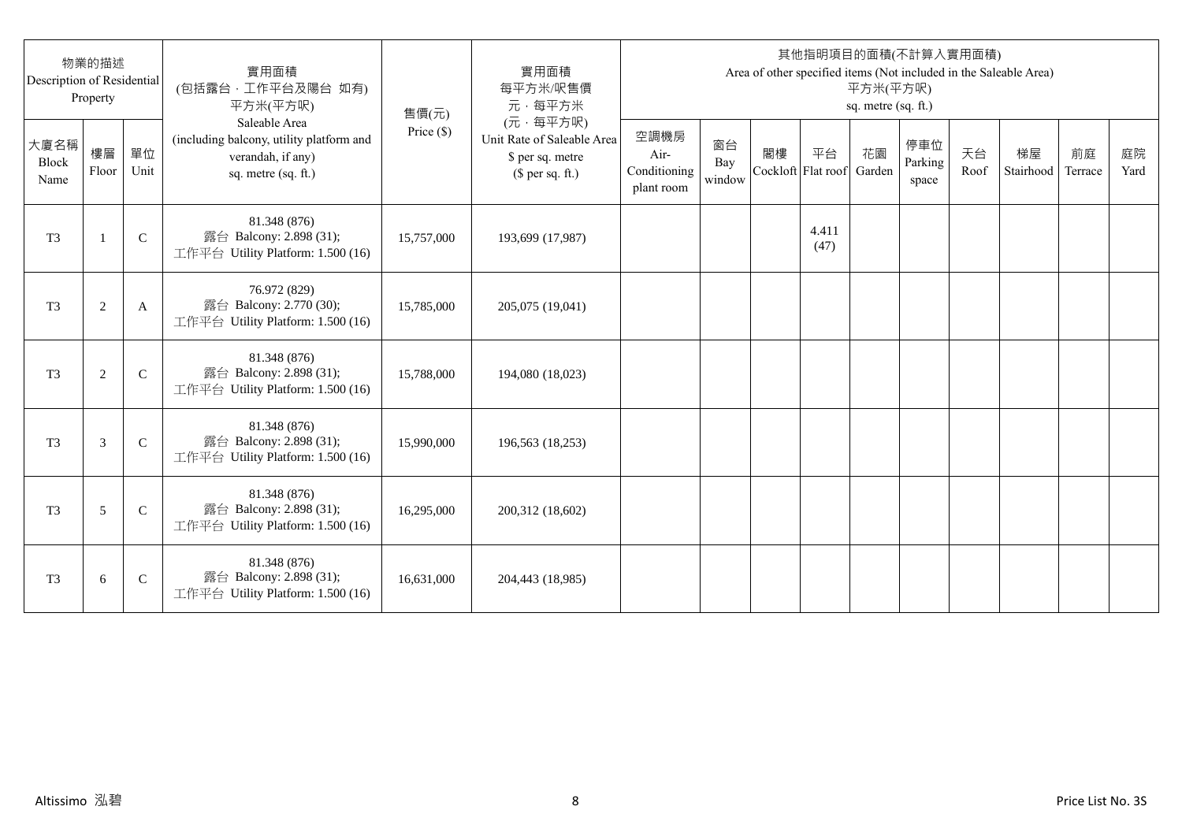| 物業的描述 Description of Residential Property | | | 實用面積 (包括露台，工作平台及陽台 如有) 平方米(平方呎) Saleable Area (including balcony, utility platform and verandah, if any) sq. metre (sq. ft.) | 售價(元) Price ($) | 實用面積 每平方米/呎售價 元，每平方米 (元，每平方呎) Unit Rate of Saleable Area $ per sq. metre ($ per sq. ft.) | 其他指明項目的面積(不計算入實用面積) Area of other specified items (Not included in the Saleable Area) 平方米(平方呎) sq. metre (sq. ft.) | | | | | | | | | |
|---|---|---|---|---|---|---|---|---|---|---|---|---|---|---|---|
| 大廈名稱 Block Name | 樓層 Floor | 單位 Unit | | | | 空調機房 Air-Conditioning plant room | 窗台 Bay window | 閣樓 Cockloft | 平台 Flat roof | 花園 Garden | 停車位 Parking space | 天台 Roof | 梯屋 Stairhood | 前庭 Terrace | 庭院 Yard |
| T3 | 1 | C | 81.348 (876) 露台 Balcony: 2.898 (31); 工作平台 Utility Platform: 1.500 (16) | 15,757,000 | 193,699 (17,987) | | | | 4.411 (47) | | | | | | |
| T3 | 2 | A | 76.972 (829) 露台 Balcony: 2.770 (30); 工作平台 Utility Platform: 1.500 (16) | 15,785,000 | 205,075 (19,041) | | | | | | | | | | |
| T3 | 2 | C | 81.348 (876) 露台 Balcony: 2.898 (31); 工作平台 Utility Platform: 1.500 (16) | 15,788,000 | 194,080 (18,023) | | | | | | | | | | |
| T3 | 3 | C | 81.348 (876) 露台 Balcony: 2.898 (31); 工作平台 Utility Platform: 1.500 (16) | 15,990,000 | 196,563 (18,253) | | | | | | | | | | |
| T3 | 5 | C | 81.348 (876) 露台 Balcony: 2.898 (31); 工作平台 Utility Platform: 1.500 (16) | 16,295,000 | 200,312 (18,602) | | | | | | | | | | |
| T3 | 6 | C | 81.348 (876) 露台 Balcony: 2.898 (31); 工作平台 Utility Platform: 1.500 (16) | 16,631,000 | 204,443 (18,985) | | | | | | | | | | |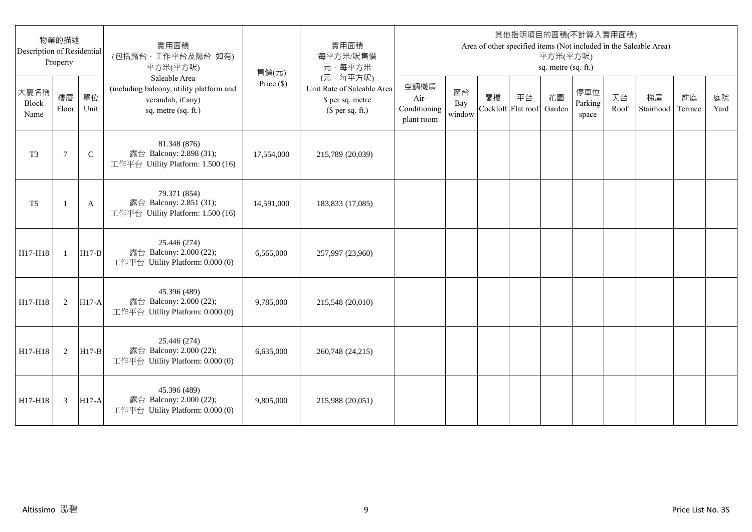| 物業的描述 Description of Residential Property | | | 實用面積 (包括露台，工作平台及陽台 如有) 平方米(平方呎) Saleable Area (including balcony, utility platform and verandah, if any) sq. metre (sq. ft.) | 售價(元) Price ($) | 實用面積 每平方米/呎售價 元，每平方米 (元，每平方呎) Unit Rate of Saleable Area $ per sq. metre ($ per sq. ft.) | 其他指明項目的面積(不計算入實用面積) Area of other specified items (Not included in the Saleable Area) 平方米(平方呎) sq. metre (sq. ft.) | | | | | | | | | |
|---|---|---|---|---|---|---|---|---|---|---|---|---|---|---|---|
| 大廈名稱 Block Name | 樓層 Floor | 單位 Unit | | | | 空調機房 Air-Conditioning plant room | 窗台 Bay window | 閣樓 Cockloft | 平台 Flat roof | 花園 Garden | 停車位 Parking space | 天台 Roof | 梯屋 Stairhood | 前庭 Terrace | 庭院 Yard |
| T3 | 7 | C | 81.348 (876) 露台 Balcony: 2.898 (31); 工作平台 Utility Platform: 1.500 (16) | 17,554,000 | 215,789 (20,039) | | | | | | | | | | |
| T5 | 1 | A | 79.371 (854) 露台 Balcony: 2.851 (31); 工作平台 Utility Platform: 1.500 (16) | 14,591,000 | 183,833 (17,085) | | | | | | | | | | |
| H17-H18 | 1 | H17-B | 25.446 (274) 露台 Balcony: 2.000 (22); 工作平台 Utility Platform: 0.000 (0) | 6,565,000 | 257,997 (23,960) | | | | | | | | | | |
| H17-H18 | 2 | H17-A | 45.396 (489) 露台 Balcony: 2.000 (22); 工作平台 Utility Platform: 0.000 (0) | 9,785,000 | 215,548 (20,010) | | | | | | | | | | |
| H17-H18 | 2 | H17-B | 25.446 (274) 露台 Balcony: 2.000 (22); 工作平台 Utility Platform: 0.000 (0) | 6,635,000 | 260,748 (24,215) | | | | | | | | | | |
| H17-H18 | 3 | H17-A | 45.396 (489) 露台 Balcony: 2.000 (22); 工作平台 Utility Platform: 0.000 (0) | 9,805,000 | 215,988 (20,051) | | | | | | | | | | |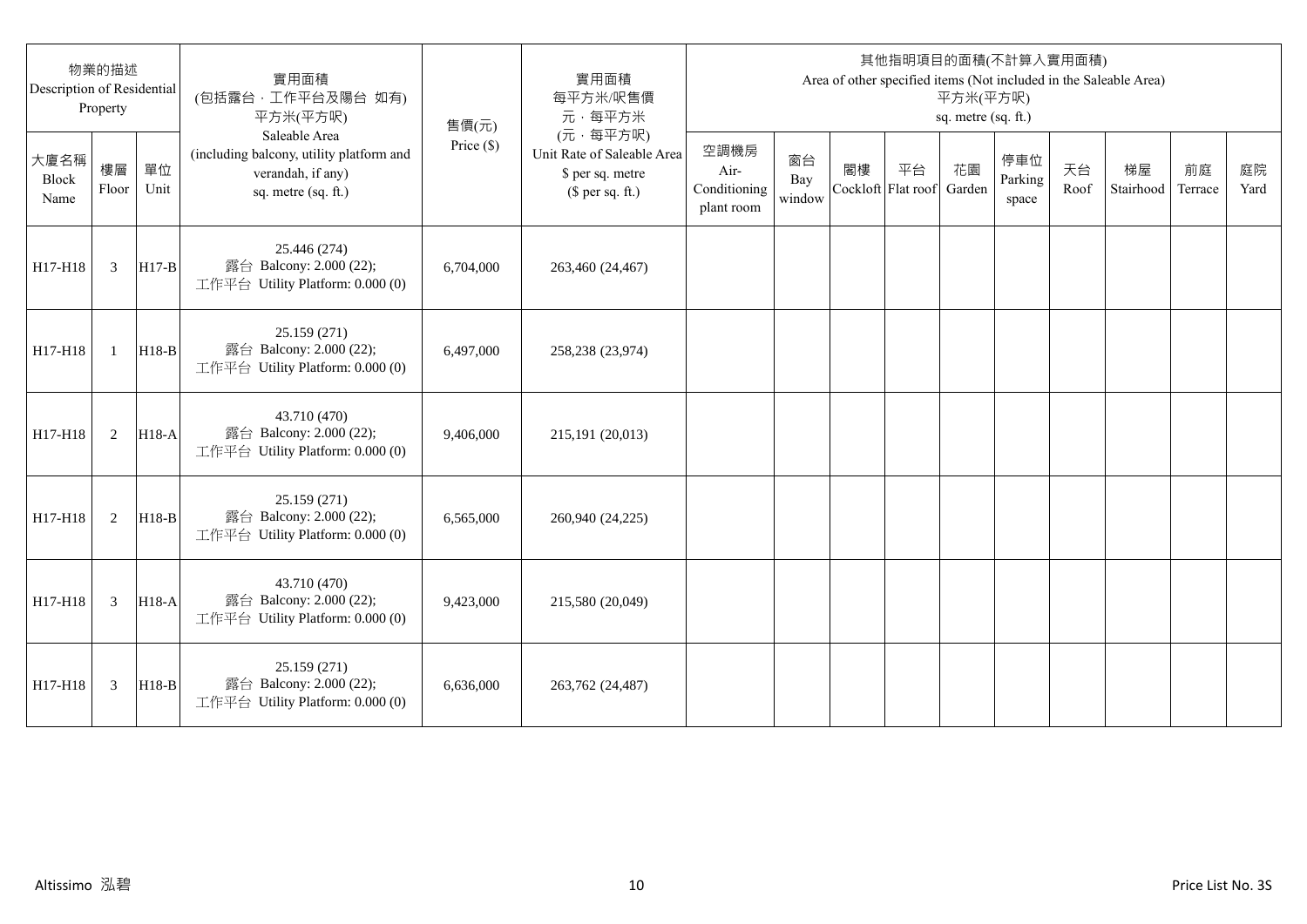| 物業的描述 Description of Residential Property | | | 實用面積 (包括露台．工作平台及陽台 如有) 平方米(平方呎) Saleable Area (including balcony, utility platform and verandah, if any) sq. metre (sq. ft.) | 售價(元) Price ($) | 實用面積 每平方米/呎售價 元．每平方米 (元．每平方呎) Unit Rate of Saleable Area $ per sq. metre ($ per sq. ft.) | 其他指明項目的面積(不計算入實用面積) Area of other specified items (Not included in the Saleable Area) 平方米(平方呎) sq. metre (sq. ft.) | | | | | | | | | |
|---|---|---|---|---|---|---|---|---|---|---|---|---|---|---|---|
| 大廈名稱 Block Name | 樓層 Floor | 單位 Unit | | | | 空調機房 Air-Conditioning plant room | 窗台 Bay window | 閣樓 Cockloft | 平台 Flat roof | 花園 Garden | 停車位 Parking space | 天台 Roof | 梯屋 Stairhood | 前庭 Terrace | 庭院 Yard |
| H17-H18 | 3 | H17-B | 25.446 (274) 露台 Balcony: 2.000 (22); 工作平台 Utility Platform: 0.000 (0) | 6,704,000 | 263,460 (24,467) | | | | | | | | | | |
| H17-H18 | 1 | H18-B | 25.159 (271) 露台 Balcony: 2.000 (22); 工作平台 Utility Platform: 0.000 (0) | 6,497,000 | 258,238 (23,974) | | | | | | | | | | |
| H17-H18 | 2 | H18-A | 43.710 (470) 露台 Balcony: 2.000 (22); 工作平台 Utility Platform: 0.000 (0) | 9,406,000 | 215,191 (20,013) | | | | | | | | | | |
| H17-H18 | 2 | H18-B | 25.159 (271) 露台 Balcony: 2.000 (22); 工作平台 Utility Platform: 0.000 (0) | 6,565,000 | 260,940 (24,225) | | | | | | | | | | |
| H17-H18 | 3 | H18-A | 43.710 (470) 露台 Balcony: 2.000 (22); 工作平台 Utility Platform: 0.000 (0) | 9,423,000 | 215,580 (20,049) | | | | | | | | | | |
| H17-H18 | 3 | H18-B | 25.159 (271) 露台 Balcony: 2.000 (22); 工作平台 Utility Platform: 0.000 (0) | 6,636,000 | 263,762 (24,487) | | | | | | | | | | |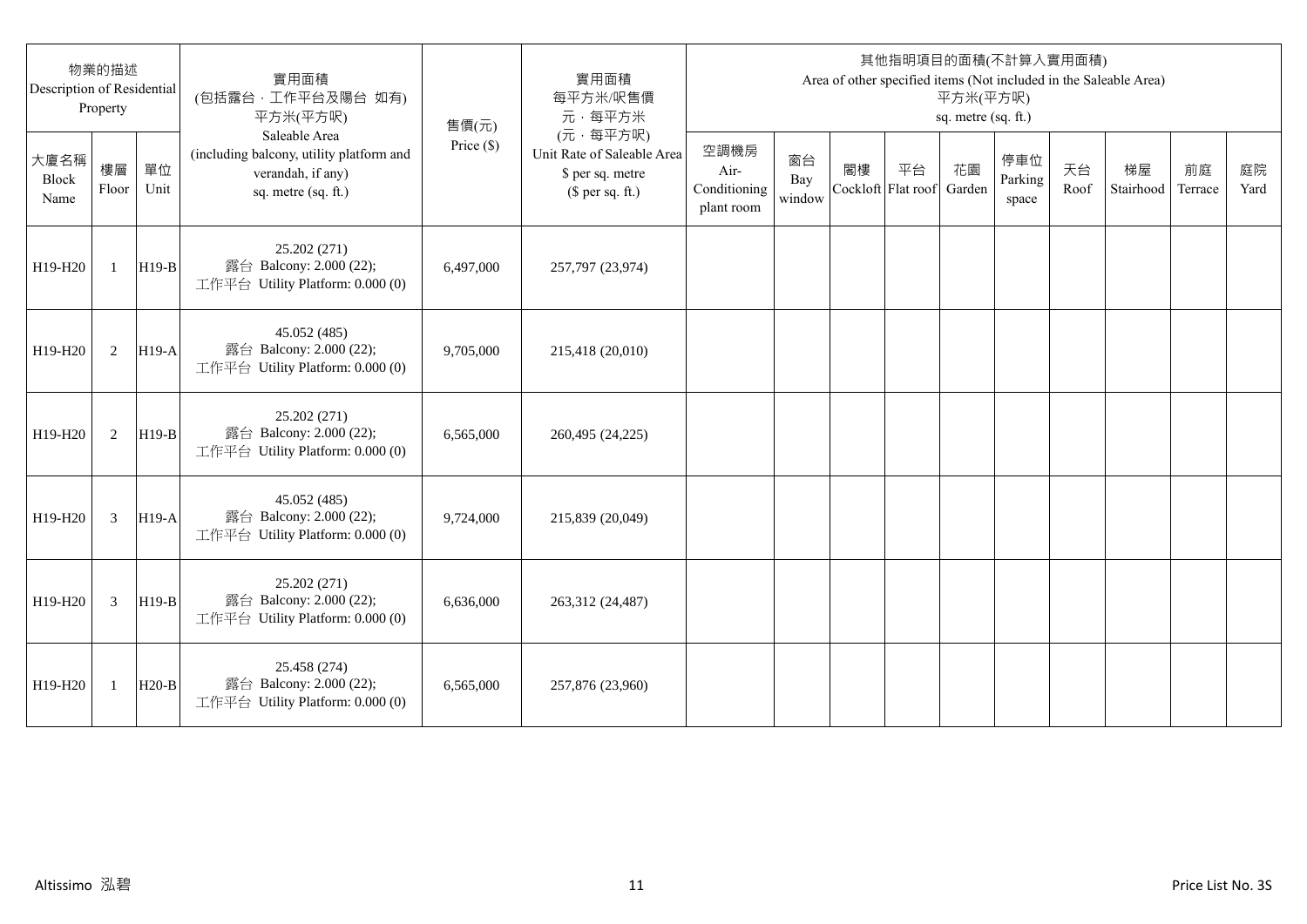| 物業的描述 Description of Residential Property | | | 實用面積 (包括露台，工作平台及陽台 如有) 平方米(平方呎) Saleable Area (including balcony, utility platform and verandah, if any) sq. metre (sq. ft.) | 售價(元) Price ($) | 實用面積 每平方米/呎售價 元，每平方米 (元，每平方呎) Unit Rate of Saleable Area $ per sq. metre ($ per sq. ft.) | 其他指明項目的面積(不計算入實用面積) Area of other specified items (Not included in the Saleable Area) 平方米(平方呎) sq. metre (sq. ft.) | | | | | | | | | |
|---|---|---|---|---|---|---|---|---|---|---|---|---|---|---|---|
| 大廈名稱 Block Name | 樓層 Floor | 單位 Unit | | | | 空調機房 Air-Conditioning plant room | 窗台 Bay window | 閣樓 Cockloft | 平台 Flat roof | 花園 Garden | 停車位 Parking space | 天台 Roof | 梯屋 Stairhood | 前庭 Terrace | 庭院 Yard |
| H19-H20 | 1 | H19-B | 25.202 (271) 露台 Balcony: 2.000 (22); 工作平台 Utility Platform: 0.000 (0) | 6,497,000 | 257,797 (23,974) | | | | | | | | | | |
| H19-H20 | 2 | H19-A | 45.052 (485) 露台 Balcony: 2.000 (22); 工作平台 Utility Platform: 0.000 (0) | 9,705,000 | 215,418 (20,010) | | | | | | | | | | |
| H19-H20 | 2 | H19-B | 25.202 (271) 露台 Balcony: 2.000 (22); 工作平台 Utility Platform: 0.000 (0) | 6,565,000 | 260,495 (24,225) | | | | | | | | | | |
| H19-H20 | 3 | H19-A | 45.052 (485) 露台 Balcony: 2.000 (22); 工作平台 Utility Platform: 0.000 (0) | 9,724,000 | 215,839 (20,049) | | | | | | | | | | |
| H19-H20 | 3 | H19-B | 25.202 (271) 露台 Balcony: 2.000 (22); 工作平台 Utility Platform: 0.000 (0) | 6,636,000 | 263,312 (24,487) | | | | | | | | | | |
| H19-H20 | 1 | H20-B | 25.458 (274) 露台 Balcony: 2.000 (22); 工作平台 Utility Platform: 0.000 (0) | 6,565,000 | 257,876 (23,960) | | | | | | | | | | |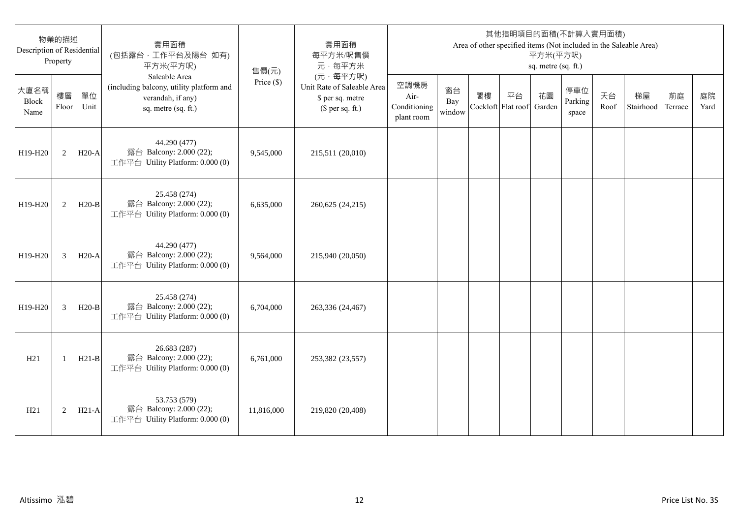| 物業的描述 Description of Residential Property | | | 實用面積 (包括露台，工作平台及陽台 如有) 平方米(平方呎) Saleable Area (including balcony, utility platform and verandah, if any) sq. metre (sq. ft.) | 售價(元) Price ($) | 實用面積 每平方米/呎售價 元，每平方米 (元，每平方呎) Unit Rate of Saleable Area $ per sq. metre ($ per sq. ft.) | 其他指明項目的面積(不計算入實用面積) Area of other specified items (Not included in the Saleable Area) 平方米(平方呎) sq. metre (sq. ft.) | | | | | | | | | |
|---|---|---|---|---|---|---|---|---|---|---|---|---|---|---|---|
| 大廈名稱 Block Name | 樓層 Floor | 單位 Unit | | | | 空調機房 Air-Conditioning plant room | 窗台 Bay window | 閣樓 Cockloft | 平台 Flat roof | 花園 Garden | 停車位 Parking space | 天台 Roof | 梯屋 Stairhood | 前庭 Terrace | 庭院 Yard |
| H19-H20 | 2 | H20-A | 44.290 (477) 露台 Balcony: 2.000 (22); 工作平台 Utility Platform: 0.000 (0) | 9,545,000 | 215,511 (20,010) | | | | | | | | | | |
| H19-H20 | 2 | H20-B | 25.458 (274) 露台 Balcony: 2.000 (22); 工作平台 Utility Platform: 0.000 (0) | 6,635,000 | 260,625 (24,215) | | | | | | | | | | |
| H19-H20 | 3 | H20-A | 44.290 (477) 露台 Balcony: 2.000 (22); 工作平台 Utility Platform: 0.000 (0) | 9,564,000 | 215,940 (20,050) | | | | | | | | | | |
| H19-H20 | 3 | H20-B | 25.458 (274) 露台 Balcony: 2.000 (22); 工作平台 Utility Platform: 0.000 (0) | 6,704,000 | 263,336 (24,467) | | | | | | | | | | |
| H21 | 1 | H21-B | 26.683 (287) 露台 Balcony: 2.000 (22); 工作平台 Utility Platform: 0.000 (0) | 6,761,000 | 253,382 (23,557) | | | | | | | | | | |
| H21 | 2 | H21-A | 53.753 (579) 露台 Balcony: 2.000 (22); 工作平台 Utility Platform: 0.000 (0) | 11,816,000 | 219,820 (20,408) | | | | | | | | | | |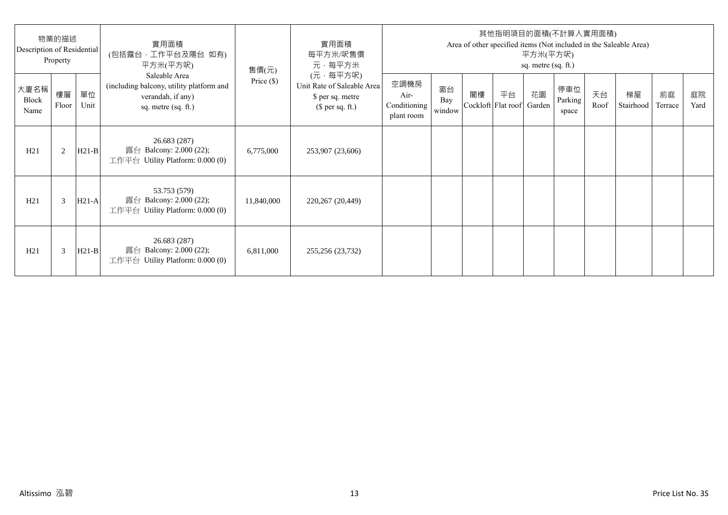| 物業的描述 Description of Residential Property | | | 實用面積 (包括露台，工作平台及陽台 如有) 平方米(平方呎) Saleable Area (including balcony, utility platform and verandah, if any) sq. metre (sq. ft.) | 售價(元) Price ($) | 實用面積 每平方米/呎售價 元，每平方米 (元，每平方呎) Unit Rate of Saleable Area $ per sq. metre ($ per sq. ft.) | 其他指明項目的面積(不計算入實用面積) Area of other specified items (Not included in the Saleable Area) 平方米(平方呎) sq. metre (sq. ft.) | | | | | | | | | |
|---|---|---|---|---|---|---|---|---|---|---|---|---|---|---|---|
| 大廈名稱 Block Name | 樓層 Floor | 單位 Unit | | | | 空調機房 Air-Conditioning plant room | 窗台 Bay window | 閣樓 Cockloft | 平台 Flat roof | 花園 Garden | 停車位 Parking space | 天台 Roof | 梯屋 Stairhood | 前庭 Terrace | 庭院 Yard |
| H21 | 2 | H21-B | 26.683 (287) 露台 Balcony: 2.000 (22); 工作平台 Utility Platform: 0.000 (0) | 6,775,000 | 253,907 (23,606) | | | | | | | | | | |
| H21 | 3 | H21-A | 53.753 (579) 露台 Balcony: 2.000 (22); 工作平台 Utility Platform: 0.000 (0) | 11,840,000 | 220,267 (20,449) | | | | | | | | | | |
| H21 | 3 | H21-B | 26.683 (287) 露台 Balcony: 2.000 (22); 工作平台 Utility Platform: 0.000 (0) | 6,811,000 | 255,256 (23,732) | | | | | | | | | | |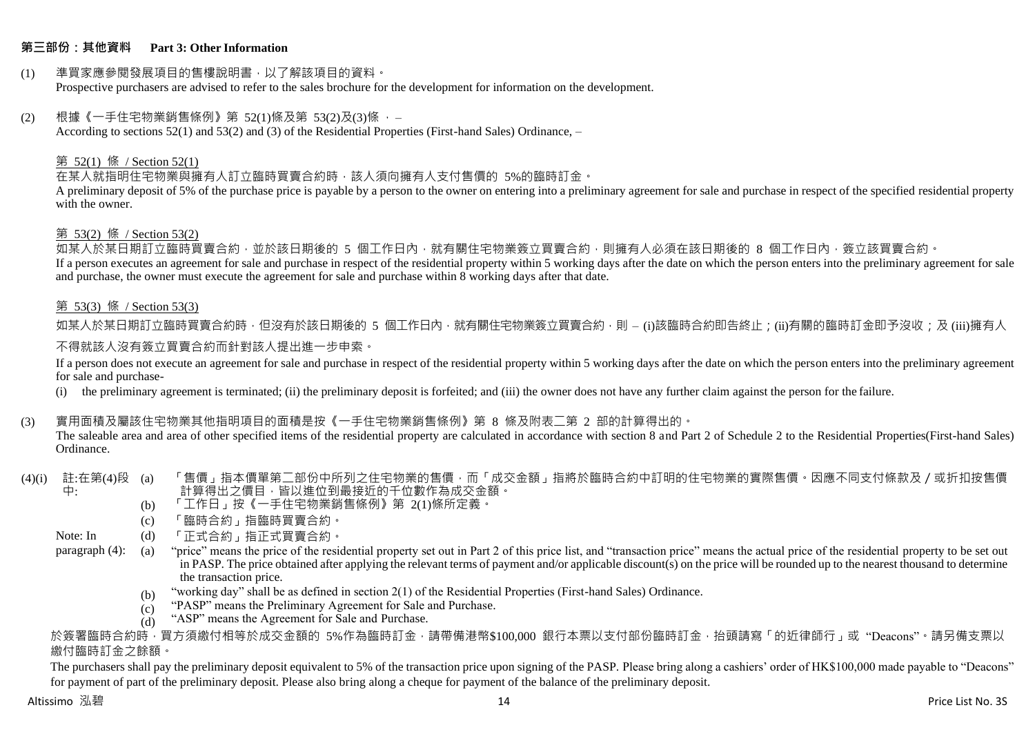## 第三部份：其他資料　Part 3: Other Information

(1) 準買家應參閱發展項目的售樓說明書，以了解該項目的資料。
Prospective purchasers are advised to refer to the sales brochure for the development for information on the development.

(2) 根據《一手住宅物業銷售條例》第 52(1)條及第 53(2)及(3)條，–
According to sections 52(1) and 53(2) and (3) of the Residential Properties (First-hand Sales) Ordinance, –

第 52(1) 條 / Section 52(1)

在某人就指明住宅物業與擁有人訂立臨時買賣合約時，該人須向擁有人支付售價的 5%的臨時訂金。
A preliminary deposit of 5% of the purchase price is payable by a person to the owner on entering into a preliminary agreement for sale and purchase in respect of the specified residential property with the owner.

第 53(2) 條 / Section 53(2)

如某人於某日期訂立臨時買賣合約，並於該日期後的 5 個工作日內，就有關住宅物業簽立買賣合約，則擁有人必須在該日期後的 8 個工作日內，簽立該買賣合約。
If a person executes an agreement for sale and purchase in respect of the residential property within 5 working days after the date on which the person enters into the preliminary agreement for sale and purchase, the owner must execute the agreement for sale and purchase within 8 working days after that date.

第 53(3) 條 / Section 53(3)

如某人於某日期訂立臨時買賣合約時，但沒有於該日期後的 5 個工作日內，就有關住宅物業簽立買賣合約，則 – (i)該臨時合約即告終止；(ii)有關的臨時訂金即予沒收；及 (iii)擁有人不得就該人沒有簽立買賣合約而針對該人提出進一步申索。

If a person does not execute an agreement for sale and purchase in respect of the residential property within 5 working days after the date on which the person enters into the preliminary agreement for sale and purchase-

(i) the preliminary agreement is terminated; (ii) the preliminary deposit is forfeited; and (iii) the owner does not have any further claim against the person for the failure.

(3) 實用面積及屬該住宅物業其他指明項目的面積是按《一手住宅物業銷售條例》第 8 條及附表二第 2 部的計算得出的。
The saleable area and area of other specified items of the residential property are calculated in accordance with section 8 and Part 2 of Schedule 2 to the Residential Properties(First-hand Sales) Ordinance.

(4)(i) 註:在第(4)段中:
(a) 「售價」指本價單第二部份中所列之住宅物業的售價，而「成交金額」指將於臨時合約中訂明的住宅物業的實際售價。因應不同支付條款及／或折扣按售價計算得出之價目，皆以進位到最接近的千位數作為成交金額。
(b) 「工作日」按《一手住宅物業銷售條例》第 2(1)條所定義。
(c) 「臨時合約」指臨時買賣合約。
(d) 「正式合約」指正式買賣合約。

Note: In paragraph (4):
(a) "price" means the price of the residential property set out in Part 2 of this price list, and "transaction price" means the actual price of the residential property to be set out in PASP. The price obtained after applying the relevant terms of payment and/or applicable discount(s) on the price will be rounded up to the nearest thousand to determine the transaction price.
(b) "working day" shall be as defined in section 2(1) of the Residential Properties (First-hand Sales) Ordinance.
(c) "PASP" means the Preliminary Agreement for Sale and Purchase.
(d) "ASP" means the Agreement for Sale and Purchase.

於簽署臨時合約時，買方須繳付相等於成交金額的 5%作為臨時訂金，請帶備港幣$100,000 銀行本票以支付部份臨時訂金，抬頭請寫「的近律師行」或 "Deacons"。請另備支票以繳付臨時訂金之餘額。

The purchasers shall pay the preliminary deposit equivalent to 5% of the transaction price upon signing of the PASP. Please bring along a cashiers' order of HK$100,000 made payable to "Deacons" for payment of part of the preliminary deposit. Please also bring along a cheque for payment of the balance of the preliminary deposit.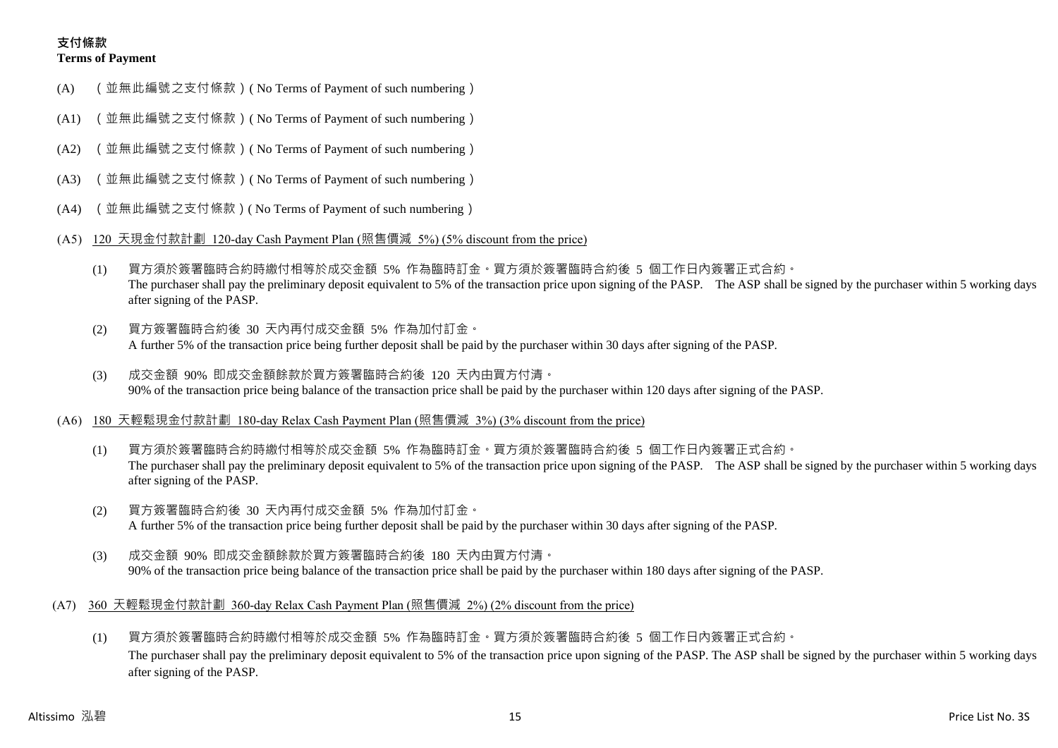**支付條款**
**Terms of Payment**

(A) （並無此編號之支付條款）( No Terms of Payment of such numbering )

(A1) （並無此編號之支付條款）( No Terms of Payment of such numbering )

(A2) （並無此編號之支付條款）( No Terms of Payment of such numbering )

(A3) （並無此編號之支付條款）( No Terms of Payment of such numbering )

(A4) （並無此編號之支付條款）( No Terms of Payment of such numbering )

(A5) 120 天現金付款計劃 120-day Cash Payment Plan (照售價減 5%) (5% discount from the price)

(1) 買方須於簽署臨時合約時繳付相等於成交金額 5% 作為臨時訂金。買方須於簽署臨時合約後 5 個工作日內簽署正式合約。
The purchaser shall pay the preliminary deposit equivalent to 5% of the transaction price upon signing of the PASP. The ASP shall be signed by the purchaser within 5 working days after signing of the PASP.

(2) 買方簽署臨時合約後 30 天內再付成交金額 5% 作為加付訂金。
A further 5% of the transaction price being further deposit shall be paid by the purchaser within 30 days after signing of the PASP.

(3) 成交金額 90% 即成交金額餘款於買方簽署臨時合約後 120 天內由買方付清。
90% of the transaction price being balance of the transaction price shall be paid by the purchaser within 120 days after signing of the PASP.

(A6) 180 天輕鬆現金付款計劃 180-day Relax Cash Payment Plan (照售價減 3%) (3% discount from the price)

(1) 買方須於簽署臨時合約時繳付相等於成交金額 5% 作為臨時訂金。買方須於簽署臨時合約後 5 個工作日內簽署正式合約。
The purchaser shall pay the preliminary deposit equivalent to 5% of the transaction price upon signing of the PASP. The ASP shall be signed by the purchaser within 5 working days after signing of the PASP.

(2) 買方簽署臨時合約後 30 天內再付成交金額 5% 作為加付訂金。
A further 5% of the transaction price being further deposit shall be paid by the purchaser within 30 days after signing of the PASP.

(3) 成交金額 90% 即成交金額餘款於買方簽署臨時合約後 180 天內由買方付清。
90% of the transaction price being balance of the transaction price shall be paid by the purchaser within 180 days after signing of the PASP.

(A7) 360 天輕鬆現金付款計劃 360-day Relax Cash Payment Plan (照售價減 2%) (2% discount from the price)

(1) 買方須於簽署臨時合約時繳付相等於成交金額 5% 作為臨時訂金。買方須於簽署臨時合約後 5 個工作日內簽署正式合約。
The purchaser shall pay the preliminary deposit equivalent to 5% of the transaction price upon signing of the PASP. The ASP shall be signed by the purchaser within 5 working days after signing of the PASP.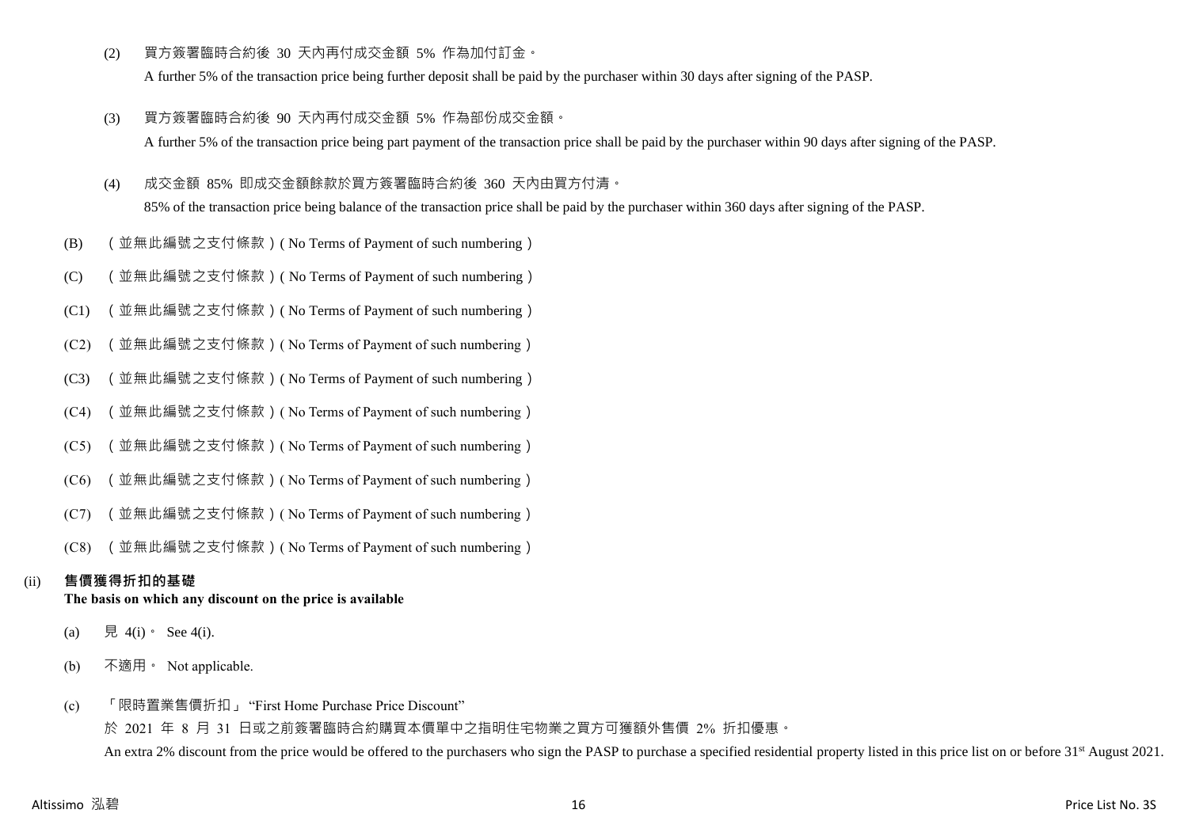(2) 買方簽署臨時合約後 30 天內再付成交金額 5% 作為加付訂金。

A further 5% of the transaction price being further deposit shall be paid by the purchaser within 30 days after signing of the PASP.

(3) 買方簽署臨時合約後 90 天內再付成交金額 5% 作為部份成交金額。

A further 5% of the transaction price being part payment of the transaction price shall be paid by the purchaser within 90 days after signing of the PASP.

(4) 成交金額 85% 即成交金額餘款於買方簽署臨時合約後 360 天內由買方付清。

85% of the transaction price being balance of the transaction price shall be paid by the purchaser within 360 days after signing of the PASP.

(B) （並無此編號之支付條款）( No Terms of Payment of such numbering )

(C) （並無此編號之支付條款）( No Terms of Payment of such numbering )

(C1) （並無此編號之支付條款）( No Terms of Payment of such numbering )

(C2) （並無此編號之支付條款）( No Terms of Payment of such numbering )

(C3) （並無此編號之支付條款）( No Terms of Payment of such numbering )

(C4) （並無此編號之支付條款）( No Terms of Payment of such numbering )

(C5) （並無此編號之支付條款）( No Terms of Payment of such numbering )

(C6) （並無此編號之支付條款）( No Terms of Payment of such numbering )

(C7) （並無此編號之支付條款）( No Terms of Payment of such numbering )

(C8) （並無此編號之支付條款）( No Terms of Payment of such numbering )

(ii) **售價獲得折扣的基礎**
**The basis on which any discount on the price is available**

(a) 見 4(i)。 See 4(i).

(b) 不適用。 Not applicable.

(c) 「限時置業售價折扣」 "First Home Purchase Price Discount"

於 2021 年 8 月 31 日或之前簽署臨時合約購買本價單中之指明住宅物業之買方可獲額外售價 2% 折扣優惠。

An extra 2% discount from the price would be offered to the purchasers who sign the PASP to purchase a specified residential property listed in this price list on or before 31st August 2021.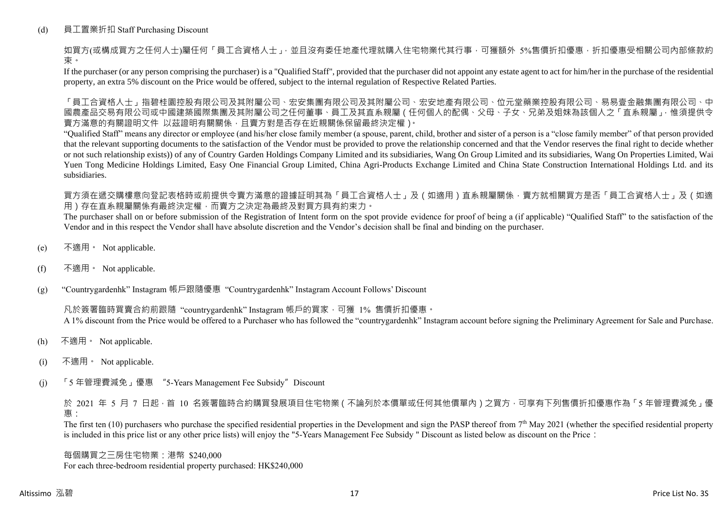(d) 員工置業折扣 Staff Purchasing Discount

如買方(或構成買方之任何人士)屬任何「員工合資格人士」，並且沒有委任地產代理就購入住宅物業代其行事，可獲額外 5%售價折扣優惠，折扣優惠受相關公司內部條款約束。

If the purchaser (or any person comprising the purchaser) is a "Qualified Staff", provided that the purchaser did not appoint any estate agent to act for him/her in the purchase of the residential property, an extra 5% discount on the Price would be offered, subject to the internal regulation of Respective Related Parties.

「員工合資格人士」指碧桂園控股有限公司及其附屬公司、宏安集團有限公司及其附屬公司、宏安地產有限公司、位元堂藥業控股有限公司、易易壹金融集團有限公司、中國農產品交易有限公司或中國建築國際集團及其附屬公司之任何董事、員工及其直系親屬（任何個人的配偶、父母、子女、兄弟及姐妹為該個人之「直系親屬」，惟須提供令賣方滿意的有關證明文件 以茲證明有關關係，且賣方對是否存在近親關係保留最終決定權）。

"Qualified Staff" means any director or employee (and his/her close family member (a spouse, parent, child, brother and sister of a person is a "close family member" of that person provided that the relevant supporting documents to the satisfaction of the Vendor must be provided to prove the relationship concerned and that the Vendor reserves the final right to decide whether or not such relationship exists)) of any of Country Garden Holdings Company Limited and its subsidiaries, Wang On Group Limited and its subsidiaries, Wang On Properties Limited, Wai Yuen Tong Medicine Holdings Limited, Easy One Financial Group Limited, China Agri-Products Exchange Limited and China State Construction International Holdings Ltd. and its subsidiaries.

買方須在遞交購樓意向登記表格時或前提供令賣方滿意的證據証明其為「員工合資格人士」及（如適用）直系親屬關係，賣方就相關買方是否「員工合資格人士」及（如適用）存在直系親屬關係有最終決定權，而賣方之決定為最終及對買方具有約束力。

The purchaser shall on or before submission of the Registration of Intent form on the spot provide evidence for proof of being a (if applicable) "Qualified Staff" to the satisfaction of the Vendor and in this respect the Vendor shall have absolute discretion and the Vendor's decision shall be final and binding on the purchaser.

(e) 不適用。 Not applicable.

(f) 不適用。 Not applicable.

(g) "Countrygardenhk" Instagram 帳戶跟隨優惠 "Countrygardenhk" Instagram Account Follows' Discount

凡於簽署臨時買賣合約前跟隨 "countrygardenhk" Instagram 帳戶的買家，可獲 1% 售價折扣優惠。
A 1% discount from the Price would be offered to a Purchaser who has followed the "countrygardenhk" Instagram account before signing the Preliminary Agreement for Sale and Purchase.

(h) 不適用。 Not applicable.

(i) 不適用。 Not applicable.

(j) 「5 年管理費減免」優惠 "5-Years Management Fee Subsidy" Discount

於 2021 年 5 月 7 日起，首 10 名簽署臨時合約購買發展項目住宅物業（不論列於本價單或任何其他價單內）之買方，可享有下列售價折扣優惠作為「5 年管理費減免」優惠：

The first ten (10) purchasers who purchase the specified residential properties in the Development and sign the PASP thereof from 7th May 2021 (whether the specified residential property is included in this price list or any other price lists) will enjoy the "5-Years Management Fee Subsidy " Discount as listed below as discount on the Price：

每個購買之三房住宅物業：港幣 $240,000
For each three-bedroom residential property purchased: HK$240,000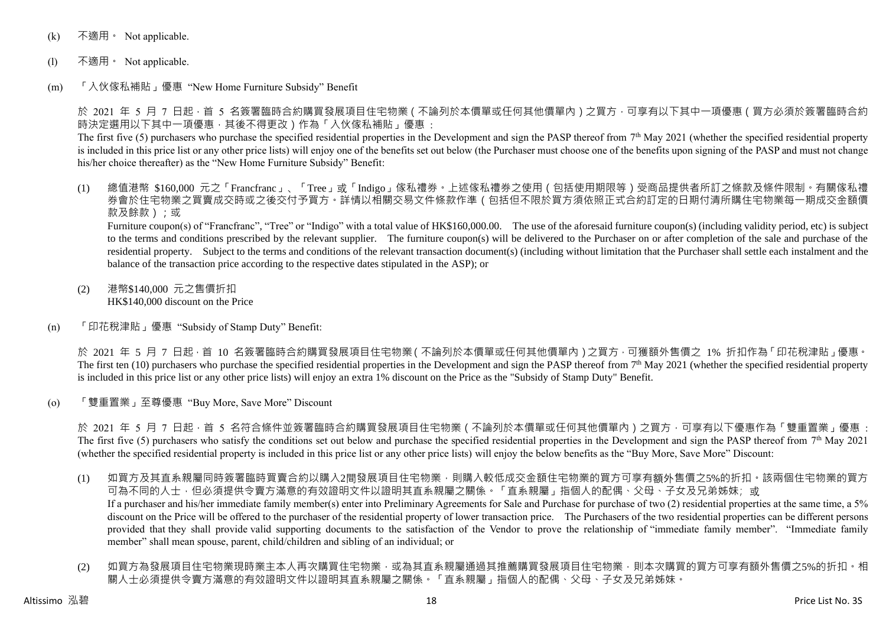(k) 不適用。 Not applicable.

(l) 不適用。 Not applicable.

(m) 「入伙傢私補貼」優惠 "New Home Furniture Subsidy" Benefit

於 2021 年 5 月 7 日起，首 5 名簽署臨時合約購買發展項目住宅物業（不論列於本價單或任何其他價單內）之買方，可享有以下其中一項優惠（買方必須於簽署臨時合約時決定選用以下其中一項優惠，其後不得更改）作為「入伙傢私補貼」優惠：

The first five (5) purchasers who purchase the specified residential properties in the Development and sign the PASP thereof from 7th May 2021 (whether the specified residential property is included in this price list or any other price lists) will enjoy one of the benefits set out below (the Purchaser must choose one of the benefits upon signing of the PASP and must not change his/her choice thereafter) as the "New Home Furniture Subsidy" Benefit:

(1) 總值港幣 $160,000 元之「Francfranc」、「Tree」或「Indigo」傢私禮券。上述傢私禮券之使用（包括使用期限等）受商品提供者所訂之條款及條件限制。有關傢私禮券會於住宅物業之買賣成交時或之後交付予買方。詳情以相關交易文件條款作準（包括但不限於買方須依照正式合約訂定的日期付清所購住宅物業每一期成交金額價款及餘款）；或

Furniture coupon(s) of "Francfranc", "Tree" or "Indigo" with a total value of HK$160,000.00. The use of the aforesaid furniture coupon(s) (including validity period, etc) is subject to the terms and conditions prescribed by the relevant supplier. The furniture coupon(s) will be delivered to the Purchaser on or after completion of the sale and purchase of the residential property. Subject to the terms and conditions of the relevant transaction document(s) (including without limitation that the Purchaser shall settle each instalment and the balance of the transaction price according to the respective dates stipulated in the ASP); or

(2) 港幣$140,000 元之售價折扣
HK$140,000 discount on the Price

(n) 「印花稅津貼」優惠 "Subsidy of Stamp Duty" Benefit:

於 2021 年 5 月 7 日起，首 10 名簽署臨時合約購買發展項目住宅物業（不論列於本價單或任何其他價單內）之買方，可獲額外售價之 1% 折扣作為「印花稅津貼」優惠。
The first ten (10) purchasers who purchase the specified residential properties in the Development and sign the PASP thereof from 7th May 2021 (whether the specified residential property is included in this price list or any other price lists) will enjoy an extra 1% discount on the Price as the "Subsidy of Stamp Duty" Benefit.

(o) 「雙重置業」至尊優惠 "Buy More, Save More" Discount

於 2021 年 5 月 7 日起，首 5 名符合條件並簽署臨時合約購買發展項目住宅物業（不論列於本價單或任何其他價單內）之買方，可享有以下優惠作為「雙重置業」優惠：
The first five (5) purchasers who satisfy the conditions set out below and purchase the specified residential properties in the Development and sign the PASP thereof from 7th May 2021 (whether the specified residential property is included in this price list or any other price lists) will enjoy the below benefits as the "Buy More, Save More" Discount:

(1) 如買方及其直系親屬同時簽署臨時買賣合約以購入2間發展項目住宅物業，則購入較低成交金額住宅物業的買方可享有額外售價之5%的折扣。該兩個住宅物業的買方可為不同的人士，但必須提供令賣方滿意的有效證明文件以證明其直系親屬之關係。「直系親屬」指個人的配偶、父母、子女及兄弟姊妹；或
If a purchaser and his/her immediate family member(s) enter into Preliminary Agreements for Sale and Purchase for purchase of two (2) residential properties at the same time, a 5% discount on the Price will be offered to the purchaser of the residential property of lower transaction price. The Purchasers of the two residential properties can be different persons provided that they shall provide valid supporting documents to the satisfaction of the Vendor to prove the relationship of "immediate family member". "Immediate family member" shall mean spouse, parent, child/children and sibling of an individual; or

(2) 如買方為發展項目住宅物業現時業主本人再次購買住宅物業，或為其直系親屬通過其推薦購買發展項目住宅物業，則本次購買的買方可享有額外售價之5%的折扣。相關人士必須提供令賣方滿意的有效證明文件以證明其直系親屬之關係。「直系親屬」指個人的配偶、父母、子女及兄弟姊妹。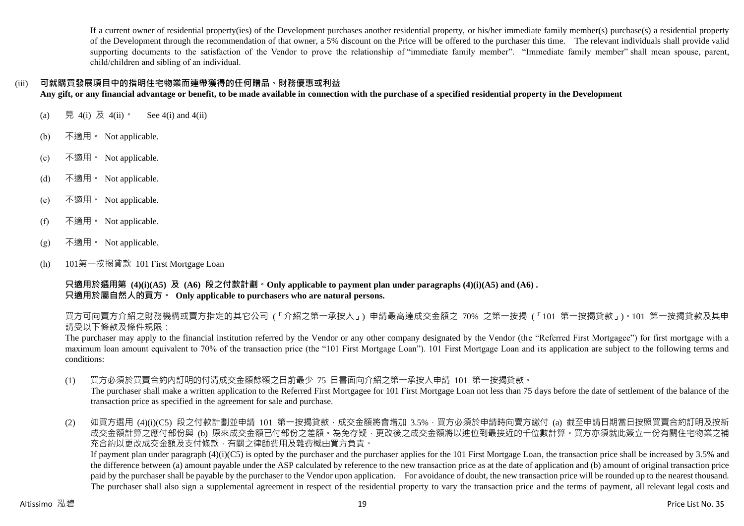If a current owner of residential property(ies) of the Development purchases another residential property, or his/her immediate family member(s) purchase(s) a residential property of the Development through the recommendation of that owner, a 5% discount on the Price will be offered to the purchaser this time. The relevant individuals shall provide valid supporting documents to the satisfaction of the Vendor to prove the relationship of "immediate family member". "Immediate family member" shall mean spouse, parent, child/children and sibling of an individual.

(iii) **可就購買發展項目中的指明住宅物業而連帶獲得的任何贈品、財務優惠或利益**
**Any gift, or any financial advantage or benefit, to be made available in connection with the purchase of a specified residential property in the Development**

(a) 見 4(i) 及 4(ii)。 See 4(i) and 4(ii)

(b) 不適用。 Not applicable.

(c) 不適用。 Not applicable.

(d) 不適用。 Not applicable.

(e) 不適用。 Not applicable.

(f) 不適用。 Not applicable.

(g) 不適用。 Not applicable.

(h) 101第一按揭貸款 101 First Mortgage Loan

**只適用於選用第 (4)(i)(A5) 及 (A6) 段之付款計劃。Only applicable to payment plan under paragraphs (4)(i)(A5) and (A6) .**
**只適用於屬自然人的買方。 Only applicable to purchasers who are natural persons.**

買方可向賣方介紹之財務機構或賣方指定的其它公司 (「介紹之第一承按人」) 申請最高達成交金額之 70% 之第一按揭 (「101 第一按揭貸款」)。101 第一按揭貸款及其申請受以下條款及條件規限：

The purchaser may apply to the financial institution referred by the Vendor or any other company designated by the Vendor (the "Referred First Mortgagee") for first mortgage with a maximum loan amount equivalent to 70% of the transaction price (the "101 First Mortgage Loan"). 101 First Mortgage Loan and its application are subject to the following terms and conditions:

(1) 買方必須於買賣合約內訂明的付清成交金額餘額之日前最少 75 日書面向介紹之第一承按人申請 101 第一按揭貸款。
The purchaser shall make a written application to the Referred First Mortgagee for 101 First Mortgage Loan not less than 75 days before the date of settlement of the balance of the transaction price as specified in the agreement for sale and purchase.

(2) 如買方選用 (4)(i)(C5) 段之付款計劃並申請 101 第一按揭貸款，成交金額將會增加 3.5%，買方必須於申請時向賣方繳付 (a) 截至申請日期當日按照買賣合約訂明及按新成交金額計算之應付部份與 (b) 原來成交金額已付部份之差額。為免存疑，更改後之成交金額將以進位到最接近的千位數計算。買方亦須就此簽立一份有關住宅物業之補充合約以更改成交金額及支付條款，有關之律師費用及雜費概由買方負責。
If payment plan under paragraph (4)(i)(C5) is opted by the purchaser and the purchaser applies for the 101 First Mortgage Loan, the transaction price shall be increased by 3.5% and the difference between (a) amount payable under the ASP calculated by reference to the new transaction price as at the date of application and (b) amount of original transaction price paid by the purchaser shall be payable by the purchaser to the Vendor upon application. For avoidance of doubt, the new transaction price will be rounded up to the nearest thousand. The purchaser shall also sign a supplemental agreement in respect of the residential property to vary the transaction price and the terms of payment, all relevant legal costs and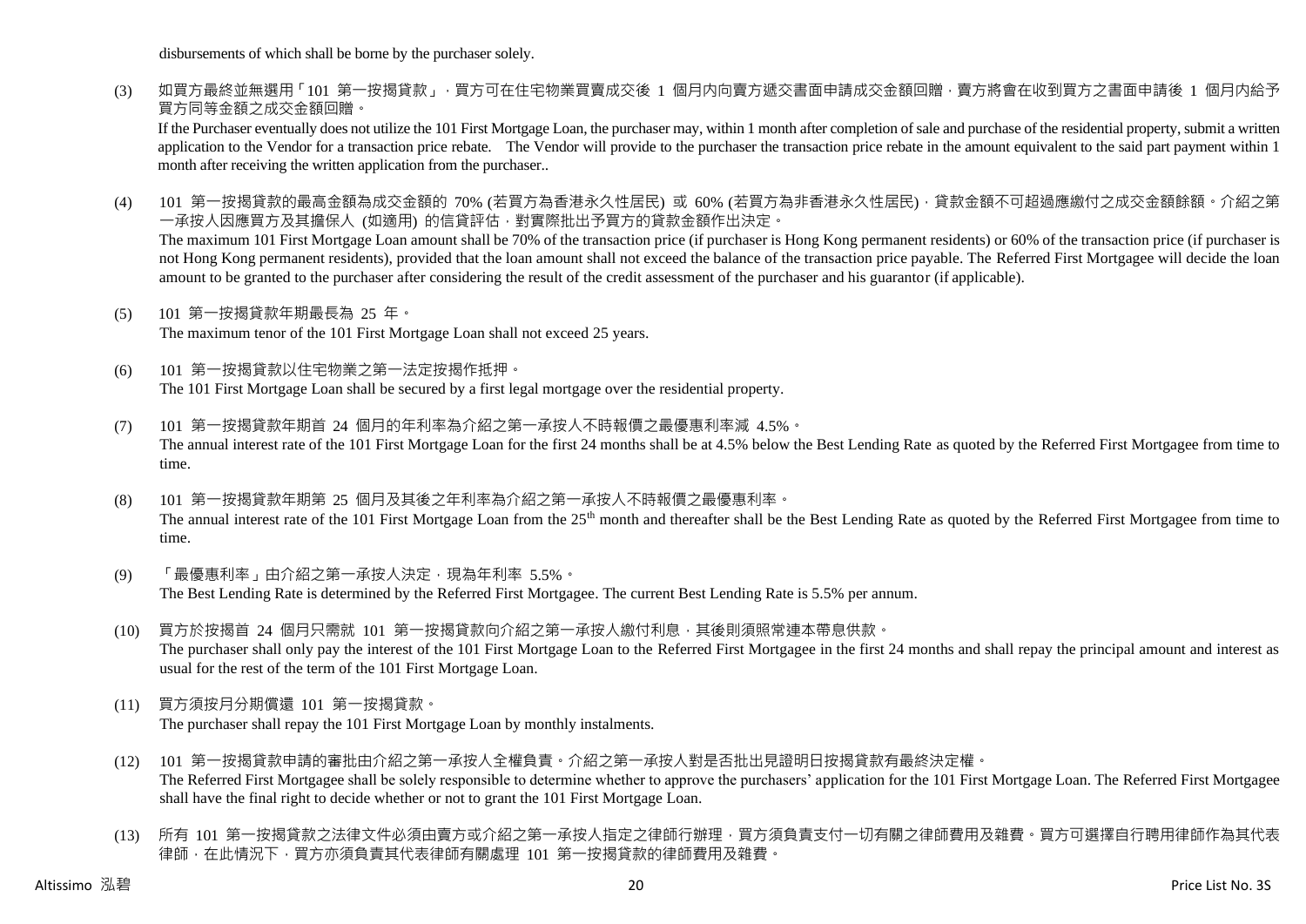disbursements of which shall be borne by the purchaser solely.

(3) 如買方最終並無選用「101 第一按揭貸款」，買方可在住宅物業買賣成交後 1 個月內向賣方遞交書面申請成交金額回贈，賣方將會在收到買方之書面申請後 1 個月內給予買方同等金額之成交金額回贈。
If the Purchaser eventually does not utilize the 101 First Mortgage Loan, the purchaser may, within 1 month after completion of sale and purchase of the residential property, submit a written application to the Vendor for a transaction price rebate. The Vendor will provide to the purchaser the transaction price rebate in the amount equivalent to the said part payment within 1 month after receiving the written application from the purchaser..

(4) 101 第一按揭貸款的最高金額為成交金額的 70% (若買方為香港永久性居民) 或 60% (若買方為非香港永久性居民)，貸款金額不可超過應繳付之成交金額餘額。介紹之第一承按人因應買方及其擔保人 (如適用) 的信貸評估，對實際批出予買方的貸款金額作出決定。
The maximum 101 First Mortgage Loan amount shall be 70% of the transaction price (if purchaser is Hong Kong permanent residents) or 60% of the transaction price (if purchaser is not Hong Kong permanent residents), provided that the loan amount shall not exceed the balance of the transaction price payable. The Referred First Mortgagee will decide the loan amount to be granted to the purchaser after considering the result of the credit assessment of the purchaser and his guarantor (if applicable).

(5) 101 第一按揭貸款年期最長為 25 年。
The maximum tenor of the 101 First Mortgage Loan shall not exceed 25 years.

(6) 101 第一按揭貸款以住宅物業之第一法定按揭作抵押。
The 101 First Mortgage Loan shall be secured by a first legal mortgage over the residential property.

(7) 101 第一按揭貸款年期首 24 個月的年利率為介紹之第一承按人不時報價之最優惠利率減 4.5%。
The annual interest rate of the 101 First Mortgage Loan for the first 24 months shall be at 4.5% below the Best Lending Rate as quoted by the Referred First Mortgagee from time to time.

(8) 101 第一按揭貸款年期第 25 個月及其後之年利率為介紹之第一承按人不時報價之最優惠利率。
The annual interest rate of the 101 First Mortgage Loan from the 25th month and thereafter shall be the Best Lending Rate as quoted by the Referred First Mortgagee from time to time.

(9) 「最優惠利率」由介紹之第一承按人決定，現為年利率 5.5%。
The Best Lending Rate is determined by the Referred First Mortgagee. The current Best Lending Rate is 5.5% per annum.

(10) 買方於按揭首 24 個月只需就 101 第一按揭貸款向介紹之第一承按人繳付利息，其後則須照常連本帶息供款。
The purchaser shall only pay the interest of the 101 First Mortgage Loan to the Referred First Mortgagee in the first 24 months and shall repay the principal amount and interest as usual for the rest of the term of the 101 First Mortgage Loan.

(11) 買方須按月分期償還 101 第一按揭貸款。
The purchaser shall repay the 101 First Mortgage Loan by monthly instalments.

(12) 101 第一按揭貸款申請的審批由介紹之第一承按人全權負責。介紹之第一承按人對是否批出見證明日按揭貸款有最終決定權。
The Referred First Mortgagee shall be solely responsible to determine whether to approve the purchasers' application for the 101 First Mortgage Loan. The Referred First Mortgagee shall have the final right to decide whether or not to grant the 101 First Mortgage Loan.

(13) 所有 101 第一按揭貸款之法律文件必須由賣方或介紹之第一承按人指定之律師行辦理，買方須負責支付一切有關之律師費用及雜費。買方可選擇自行聘用律師作為其代表律師，在此情況下，買方亦須負責其代表律師有關處理 101 第一按揭貸款的律師費用及雜費。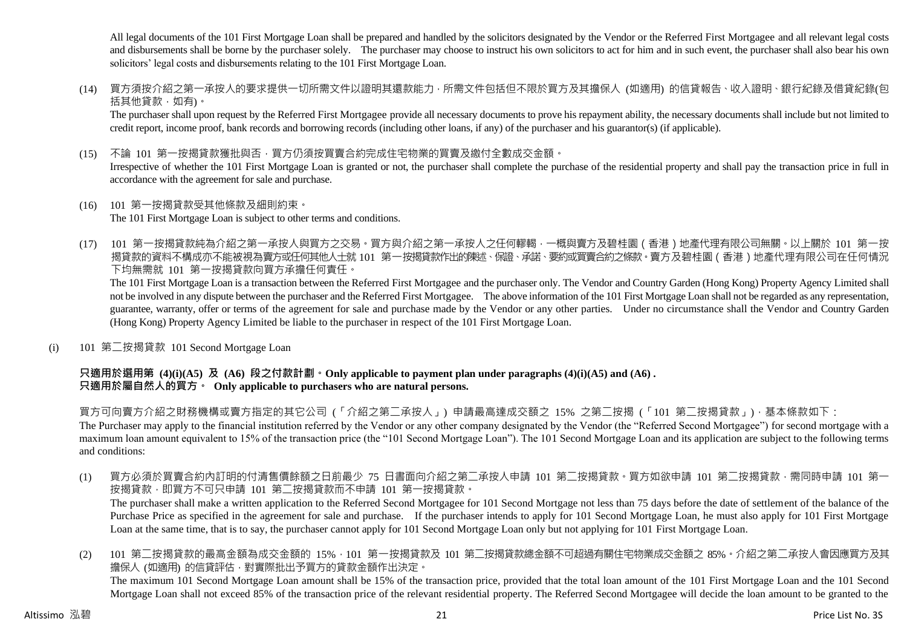All legal documents of the 101 First Mortgage Loan shall be prepared and handled by the solicitors designated by the Vendor or the Referred First Mortgagee and all relevant legal costs and disbursements shall be borne by the purchaser solely. The purchaser may choose to instruct his own solicitors to act for him and in such event, the purchaser shall also bear his own solicitors' legal costs and disbursements relating to the 101 First Mortgage Loan.

(14) 買方須按介紹之第一承按人的要求提供一切所需文件以證明其還款能力，所需文件包括但不限於買方及其擔保人 (如適用) 的信貸報告、收入證明、銀行紀錄及借貸紀錄(包括其他貸款，如有)。
The purchaser shall upon request by the Referred First Mortgagee provide all necessary documents to prove his repayment ability, the necessary documents shall include but not limited to credit report, income proof, bank records and borrowing records (including other loans, if any) of the purchaser and his guarantor(s) (if applicable).

(15) 不論 101 第一按揭貸款獲批與否，買方仍須按買賣合約完成住宅物業的買賣及繳付全數成交金額。
Irrespective of whether the 101 First Mortgage Loan is granted or not, the purchaser shall complete the purchase of the residential property and shall pay the transaction price in full in accordance with the agreement for sale and purchase.

(16) 101 第一按揭貸款受其他條款及細則約束。
The 101 First Mortgage Loan is subject to other terms and conditions.

(17) 101 第一按揭貸款純為介紹之第一承按人與買方之交易。買方與介紹之第一承按人之任何轇輵，一概與賣方及碧桂園（香港）地產代理有限公司無關。以上關於 101 第一按揭貸款的資料不構成亦不能視為賣方或任何其他人士就 101 第一按揭貸款作出的陳述、保證、承諾、要約或買賣合約之條款。賣方及碧桂園（香港）地產代理有限公司在任何情況下均無需就 101 第一按揭貸款向買方承擔任何責任。
The 101 First Mortgage Loan is a transaction between the Referred First Mortgagee and the purchaser only. The Vendor and Country Garden (Hong Kong) Property Agency Limited shall not be involved in any dispute between the purchaser and the Referred First Mortgagee. The above information of the 101 First Mortgage Loan shall not be regarded as any representation, guarantee, warranty, offer or terms of the agreement for sale and purchase made by the Vendor or any other parties. Under no circumstance shall the Vendor and Country Garden (Hong Kong) Property Agency Limited be liable to the purchaser in respect of the 101 First Mortgage Loan.

(i) 101 第二按揭貸款 101 Second Mortgage Loan

**只適用於選用第 (4)(i)(A5) 及 (A6) 段之付款計劃。Only applicable to payment plan under paragraphs (4)(i)(A5) and (A6) .**
**只適用於屬自然人的買方。 Only applicable to purchasers who are natural persons.**

買方可向賣方介紹之財務機構或賣方指定的其它公司（「介紹之第二承按人」）申請最高達成交額之 15% 之第二按揭（「101 第二按揭貸款」），基本條款如下：
The Purchaser may apply to the financial institution referred by the Vendor or any other company designated by the Vendor (the "Referred Second Mortgagee") for second mortgage with a maximum loan amount equivalent to 15% of the transaction price (the "101 Second Mortgage Loan"). The 101 Second Mortgage Loan and its application are subject to the following terms and conditions:

(1) 買方必須於買賣合約內訂明的付清售價餘額之日前最少 75 日書面向介紹之第二承按人申請 101 第二按揭貸款。買方如欲申請 101 第二按揭貸款，需同時申請 101 第一按揭貸款，即買方不可只申請 101 第二按揭貸款而不申請 101 第一按揭貸款。
The purchaser shall make a written application to the Referred Second Mortgagee for 101 Second Mortgage not less than 75 days before the date of settlement of the balance of the Purchase Price as specified in the agreement for sale and purchase. If the purchaser intends to apply for 101 Second Mortgage Loan, he must also apply for 101 First Mortgage Loan at the same time, that is to say, the purchaser cannot apply for 101 Second Mortgage Loan only but not applying for 101 First Mortgage Loan.

(2) 101 第二按揭貸款的最高金額為成交金額的 15%，101 第一按揭貸款及 101 第二按揭貸款總金額不可超過有關住宅物業成交金額之 85%。介紹之第二承按人會因應買方及其擔保人 (如適用) 的信貸評估，對實際批出予買方的貸款金額作出決定。
The maximum 101 Second Mortgage Loan amount shall be 15% of the transaction price, provided that the total loan amount of the 101 First Mortgage Loan and the 101 Second Mortgage Loan shall not exceed 85% of the transaction price of the relevant residential property. The Referred Second Mortgagee will decide the loan amount to be granted to the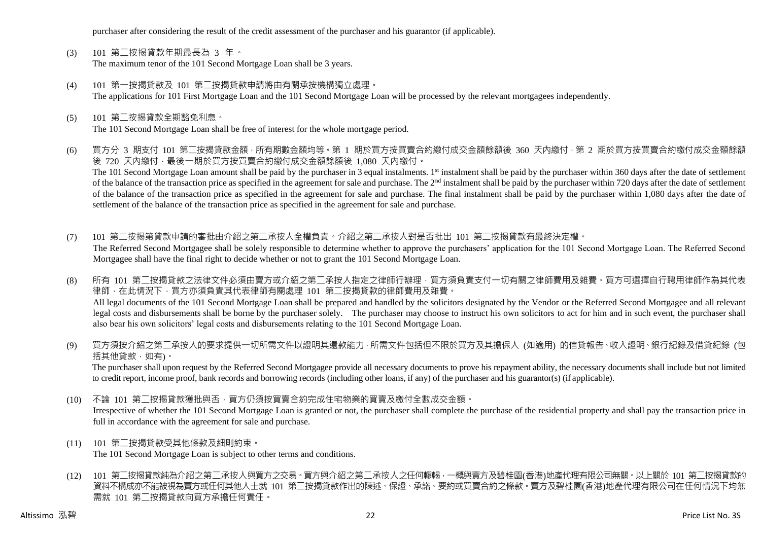purchaser after considering the result of the credit assessment of the purchaser and his guarantor (if applicable).

(3) 101 第二按揭貸款年期最長為 3 年。
The maximum tenor of the 101 Second Mortgage Loan shall be 3 years.

(4) 101 第一按揭貸款及 101 第二按揭貸款申請將由有關承按機構獨立處理。
The applications for 101 First Mortgage Loan and the 101 Second Mortgage Loan will be processed by the relevant mortgagees independently.

(5) 101 第二按揭貸款全期豁免利息。
The 101 Second Mortgage Loan shall be free of interest for the whole mortgage period.

(6) 買方分 3 期支付 101 第二按揭貸款金額，所有期數金額均等。第 1 期於買方按買賣合約繳付成交金額餘額後 360 天內繳付，第 2 期於買方按買賣合約繳付成交金額餘額後 720 天內繳付，最後一期於買方按買賣合約繳付成交金額餘額後 1,080 天內繳付。
The 101 Second Mortgage Loan amount shall be paid by the purchaser in 3 equal instalments. 1st instalment shall be paid by the purchaser within 360 days after the date of settlement of the balance of the transaction price as specified in the agreement for sale and purchase. The 2nd instalment shall be paid by the purchaser within 720 days after the date of settlement of the balance of the transaction price as specified in the agreement for sale and purchase. The final instalment shall be paid by the purchaser within 1,080 days after the date of settlement of the balance of the transaction price as specified in the agreement for sale and purchase.

(7) 101 第二按揭第貸款申請的審批由介紹之第二承按人全權負責。介紹之第二承按人對是否批出 101 第二按揭貸款有最終決定權。
The Referred Second Mortgagee shall be solely responsible to determine whether to approve the purchasers' application for the 101 Second Mortgage Loan. The Referred Second Mortgagee shall have the final right to decide whether or not to grant the 101 Second Mortgage Loan.

(8) 所有 101 第二按揭貸款之法律文件必須由賣方或介紹之第二承按人指定之律師行辦理，買方須負責支付一切有關之律師費用及雜費。買方可選擇自行聘用律師作為其代表律師，在此情況下，買方亦須負責其代表律師有關處理 101 第二按揭貸款的律師費用及雜費。
All legal documents of the 101 Second Mortgage Loan shall be prepared and handled by the solicitors designated by the Vendor or the Referred Second Mortgagee and all relevant legal costs and disbursements shall be borne by the purchaser solely. The purchaser may choose to instruct his own solicitors to act for him and in such event, the purchaser shall also bear his own solicitors' legal costs and disbursements relating to the 101 Second Mortgage Loan.

(9) 買方須按介紹之第二承按人的要求提供一切所需文件以證明其還款能力，所需文件包括但不限於買方及其擔保人 (如適用) 的信貸報告、收入證明、銀行紀錄及借貸紀錄 (包括其他貸款，如有)。
The purchaser shall upon request by the Referred Second Mortgagee provide all necessary documents to prove his repayment ability, the necessary documents shall include but not limited to credit report, income proof, bank records and borrowing records (including other loans, if any) of the purchaser and his guarantor(s) (if applicable).

(10) 不論 101 第二按揭貸款獲批與否，買方仍須按買賣合約完成住宅物業的買賣及繳付全數成交金額。
Irrespective of whether the 101 Second Mortgage Loan is granted or not, the purchaser shall complete the purchase of the residential property and shall pay the transaction price in full in accordance with the agreement for sale and purchase.

(11) 101 第二按揭貸款受其他條款及細則約束。
The 101 Second Mortgage Loan is subject to other terms and conditions.

(12) 101 第二按揭貸款純為介紹之第二承按人與買方之交易。買方與介紹之第二承按人之任何轇輵，一概與賣方及碧桂園(香港)地產代理有限公司無關。以上關於 101 第二按揭貸款的資料不構成亦不能被視為賣方或任何其他人士就 101 第二按揭貸款作出的陳述、保證、承諾、要約或買賣合約之條款。賣方及碧桂園(香港)地產代理有限公司在任何情況下均無需就 101 第二按揭貸款向買方承擔任何責任。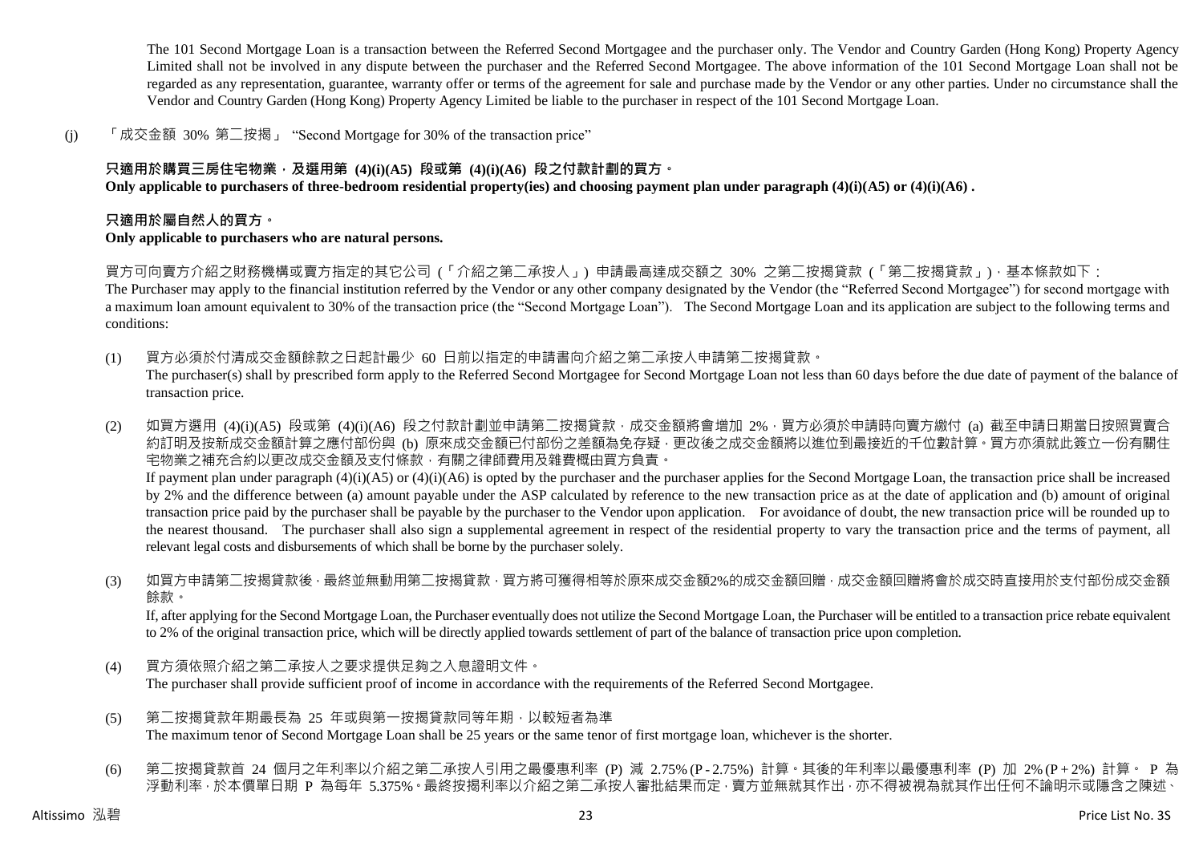The 101 Second Mortgage Loan is a transaction between the Referred Second Mortgagee and the purchaser only. The Vendor and Country Garden (Hong Kong) Property Agency Limited shall not be involved in any dispute between the purchaser and the Referred Second Mortgagee. The above information of the 101 Second Mortgage Loan shall not be regarded as any representation, guarantee, warranty offer or terms of the agreement for sale and purchase made by the Vendor or any other parties. Under no circumstance shall the Vendor and Country Garden (Hong Kong) Property Agency Limited be liable to the purchaser in respect of the 101 Second Mortgage Loan.

(j) 「成交金額 30% 第二按揭」 "Second Mortgage for 30% of the transaction price"

**只適用於購買三房住宅物業，及選用第 (4)(i)(A5) 段或第 (4)(i)(A6) 段之付款計劃的買方。**
**Only applicable to purchasers of three-bedroom residential property(ies) and choosing payment plan under paragraph (4)(i)(A5) or (4)(i)(A6) .**

**只適用於屬自然人的買方。**
**Only applicable to purchasers who are natural persons.**

買方可向賣方介紹之財務機構或賣方指定的其它公司 (「介紹之第二承按人」) 申請最高達成交額之 30% 之第二按揭貸款 (「第二按揭貸款」)，基本條款如下：
The Purchaser may apply to the financial institution referred by the Vendor or any other company designated by the Vendor (the "Referred Second Mortgagee") for second mortgage with a maximum loan amount equivalent to 30% of the transaction price (the "Second Mortgage Loan"). The Second Mortgage Loan and its application are subject to the following terms and conditions:

(1) 買方必須於付清成交金額餘款之日起計最少 60 日前以指定的申請書向介紹之第二承按人申請第二按揭貸款。
The purchaser(s) shall by prescribed form apply to the Referred Second Mortgagee for Second Mortgage Loan not less than 60 days before the due date of payment of the balance of transaction price.

(2) 如買方選用 (4)(i)(A5) 段或第 (4)(i)(A6) 段之付款計劃並申請第二按揭貸款，成交金額將會增加 2%，買方必須於申請時向賣方繳付 (a) 截至申請日期當日按照買賣合約訂明及按新成交金額計算之應付部份與 (b) 原來成交金額已付部份之差額為免存疑，更改後之成交金額將以進位到最接近的千位數計算。買方亦須就此簽立一份有關住宅物業之補充合約以更改成交金額及支付條款，有關之律師費用及雜費概由買方負責。
If payment plan under paragraph (4)(i)(A5) or (4)(i)(A6) is opted by the purchaser and the purchaser applies for the Second Mortgage Loan, the transaction price shall be increased by 2% and the difference between (a) amount payable under the ASP calculated by reference to the new transaction price as at the date of application and (b) amount of original transaction price paid by the purchaser shall be payable by the purchaser to the Vendor upon application. For avoidance of doubt, the new transaction price will be rounded up to the nearest thousand. The purchaser shall also sign a supplemental agreement in respect of the residential property to vary the transaction price and the terms of payment, all relevant legal costs and disbursements of which shall be borne by the purchaser solely.

(3) 如買方申請第二按揭貸款後，最終並無動用第二按揭貸款，買方將可獲得相等於原來成交金額2%的成交金額回贈，成交金額回贈將會於成交時直接用於支付部份成交金額餘款。
If, after applying for the Second Mortgage Loan, the Purchaser eventually does not utilize the Second Mortgage Loan, the Purchaser will be entitled to a transaction price rebate equivalent to 2% of the original transaction price, which will be directly applied towards settlement of part of the balance of transaction price upon completion.

(4) 買方須依照介紹之第二承按人之要求提供足夠之入息證明文件。
The purchaser shall provide sufficient proof of income in accordance with the requirements of the Referred Second Mortgagee.

(5) 第二按揭貸款年期最長為 25 年或與第一按揭貸款同等年期，以較短者為準
The maximum tenor of Second Mortgage Loan shall be 25 years or the same tenor of first mortgage loan, whichever is the shorter.

(6) 第二按揭貸款首 24 個月之年利率以介紹之第二承按人引用之最優惠利率 (P) 減 2.75% (P - 2.75%) 計算。其後的年利率以最優惠利率 (P) 加 2% (P + 2%) 計算。 P 為浮動利率，於本價單日期 P 為每年 5.375%。最終按揭利率以介紹之第二承按人審批結果而定，賣方並無就其作出，亦不得被視為就其作出任何不論明示或隱含之陳述、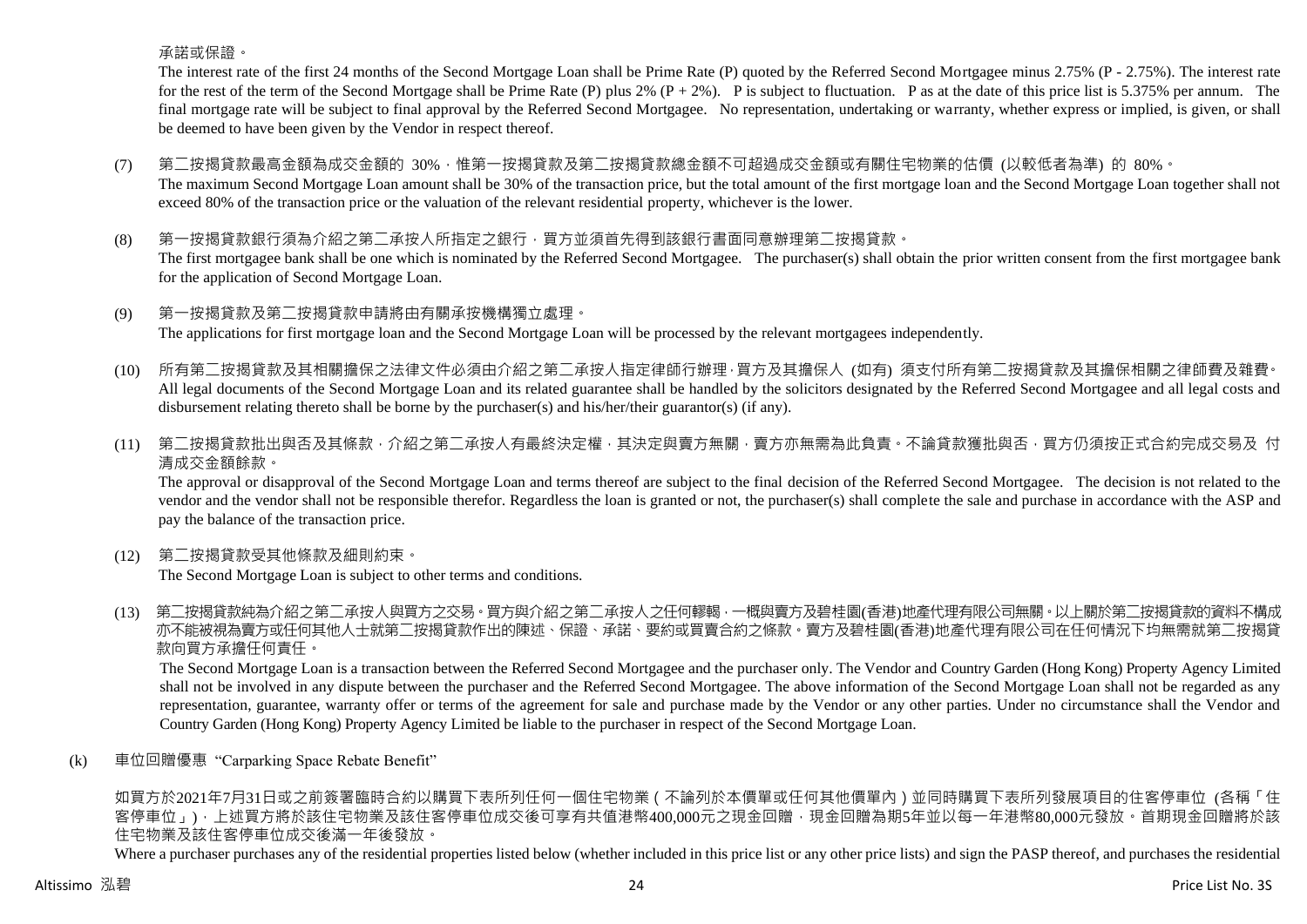承諾或保證。

The interest rate of the first 24 months of the Second Mortgage Loan shall be Prime Rate (P) quoted by the Referred Second Mortgagee minus 2.75% (P - 2.75%). The interest rate for the rest of the term of the Second Mortgage shall be Prime Rate (P) plus 2% (P + 2%). P is subject to fluctuation. P as at the date of this price list is 5.375% per annum. The final mortgage rate will be subject to final approval by the Referred Second Mortgagee. No representation, undertaking or warranty, whether express or implied, is given, or shall be deemed to have been given by the Vendor in respect thereof.

(7) 第二按揭貸款最高金額為成交金額的 30%，惟第一按揭貸款及第二按揭貸款總金額不可超過成交金額或有關住宅物業的估價 (以較低者為準) 的 80%。
The maximum Second Mortgage Loan amount shall be 30% of the transaction price, but the total amount of the first mortgage loan and the Second Mortgage Loan together shall not exceed 80% of the transaction price or the valuation of the relevant residential property, whichever is the lower.

(8) 第一按揭貸款銀行須為介紹之第二承按人所指定之銀行，買方並須首先得到該銀行書面同意辦理第二按揭貸款。
The first mortgagee bank shall be one which is nominated by the Referred Second Mortgagee. The purchaser(s) shall obtain the prior written consent from the first mortgagee bank for the application of Second Mortgage Loan.

(9) 第一按揭貸款及第二按揭貸款申請將由有關承按機構獨立處理。
The applications for first mortgage loan and the Second Mortgage Loan will be processed by the relevant mortgagees independently.

(10) 所有第二按揭貸款及其相關擔保之法律文件必須由介紹之第二承按人指定律師行辦理，買方及其擔保人 (如有) 須支付所有第二按揭貸款及其擔保相關之律師費及雜費。
All legal documents of the Second Mortgage Loan and its related guarantee shall be handled by the solicitors designated by the Referred Second Mortgagee and all legal costs and disbursement relating thereto shall be borne by the purchaser(s) and his/her/their guarantor(s) (if any).

(11) 第二按揭貸款批出與否及其條款，介紹之第二承按人有最終決定權，其決定與賣方無關，賣方亦無需為此負責。不論貸款獲批與否，買方仍須按正式合約完成交易及 付清成交金額餘款。
The approval or disapproval of the Second Mortgage Loan and terms thereof are subject to the final decision of the Referred Second Mortgagee. The decision is not related to the vendor and the vendor shall not be responsible therefor. Regardless the loan is granted or not, the purchaser(s) shall complete the sale and purchase in accordance with the ASP and pay the balance of the transaction price.

(12) 第二按揭貸款受其他條款及細則約束。
The Second Mortgage Loan is subject to other terms and conditions.

(13) 第二按揭貸款純為介紹之第二承按人與買方之交易。買方與介紹之第二承按人之任何轇輵，一概與賣方及碧桂園(香港)地產代理有限公司無關。以上關於第二按揭貸款的資料不構成亦不能被視為賣方或任何其他人士就第二按揭貸款作出的陳述、保證、承諾、要約或買賣合約之條款。賣方及碧桂園(香港)地產代理有限公司在任何情況下均無需就第二按揭貸款向買方承擔任何責任。
The Second Mortgage Loan is a transaction between the Referred Second Mortgagee and the purchaser only. The Vendor and Country Garden (Hong Kong) Property Agency Limited shall not be involved in any dispute between the purchaser and the Referred Second Mortgagee. The above information of the Second Mortgage Loan shall not be regarded as any representation, guarantee, warranty offer or terms of the agreement for sale and purchase made by the Vendor or any other parties. Under no circumstance shall the Vendor and Country Garden (Hong Kong) Property Agency Limited be liable to the purchaser in respect of the Second Mortgage Loan.

(k) 車位回贈優惠 "Carparking Space Rebate Benefit"

如買方於2021年7月31日或之前簽署臨時合約以購買下表所列任何一個住宅物業（不論列於本價單或任何其他價單內）並同時購買下表所列發展項目的住客停車位 (各稱「住客停車位」)，上述買方將於該住宅物業及該住客停車位成交後可享有共值港幣400,000元之現金回贈，現金回贈為期5年並以每一年港幣80,000元發放。首期現金回贈將於該住宅物業及該住客停車位成交後滿一年後發放。

Where a purchaser purchases any of the residential properties listed below (whether included in this price list or any other price lists) and sign the PASP thereof, and purchases the residential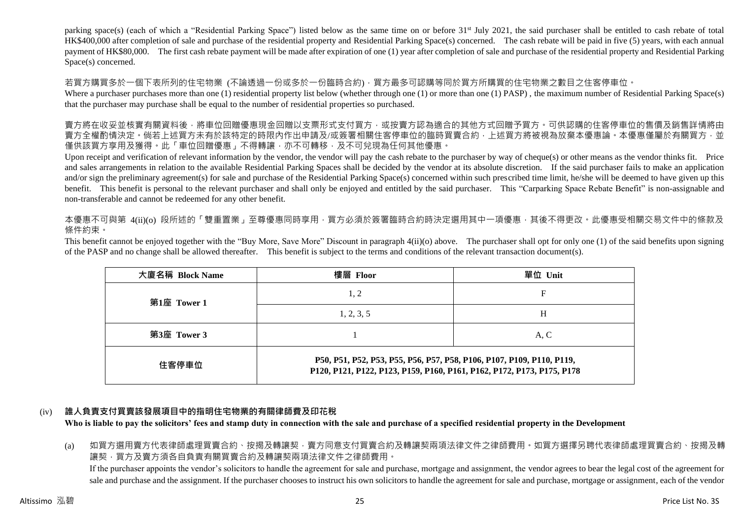parking space(s) (each of which a "Residential Parking Space") listed below as the same time on or before 31st July 2021, the said purchaser shall be entitled to cash rebate of total HK$400,000 after completion of sale and purchase of the residential property and Residential Parking Space(s) concerned. The cash rebate will be paid in five (5) years, with each annual payment of HK$80,000. The first cash rebate payment will be made after expiration of one (1) year after completion of sale and purchase of the residential property and Residential Parking Space(s) concerned.

若買方購買多於一個下表所列的住宅物業 (不論透過一份或多於一份臨時合約)，買方最多可認購等同於買方所購買的住宅物業之數目之住客停車位。

Where a purchaser purchases more than one (1) residential property list below (whether through one (1) or more than one (1) PASP) , the maximum number of Residential Parking Space(s) that the purchaser may purchase shall be equal to the number of residential properties so purchased.

賣方將在收妥並核實有關資料後，將車位回贈優惠現金回贈以支票形式支付買方，或按賣方認為適合的其他方式回贈予買方。可供認購的住客停車位的售價及銷售詳情將由賣方全權酌情決定。倘若上述買方未有於該特定的時限內作出申請及/或簽署相關住客停車位的臨時買賣合約，上述買方將被視為放棄本優惠論。本優惠僅屬於有關買方，並僅供該買方享用及獲得。此「車位回贈優惠」不得轉讓，亦不可轉移，及不可兌現為任何其他優惠。

Upon receipt and verification of relevant information by the vendor, the vendor will pay the cash rebate to the purchaser by way of cheque(s) or other means as the vendor thinks fit. Price and sales arrangements in relation to the available Residential Parking Spaces shall be decided by the vendor at its absolute discretion. If the said purchaser fails to make an application and/or sign the preliminary agreement(s) for sale and purchase of the Residential Parking Space(s) concerned within such prescribed time limit, he/she will be deemed to have given up this benefit. This benefit is personal to the relevant purchaser and shall only be enjoyed and entitled by the said purchaser. This "Carparking Space Rebate Benefit" is non-assignable and non-transferable and cannot be redeemed for any other benefit.

本優惠不可與第 4(ii)(o) 段所述的「雙重置業」至尊優惠同時享用，買方必須於簽署臨時合約時決定選用其中一項優惠，其後不得更改。此優惠受相關交易文件中的條款及條件約束。

This benefit cannot be enjoyed together with the "Buy More, Save More" Discount in paragraph 4(ii)(o) above. The purchaser shall opt for only one (1) of the said benefits upon signing of the PASP and no change shall be allowed thereafter. This benefit is subject to the terms and conditions of the relevant transaction document(s).

| 大廈名稱 Block Name | 樓層 Floor | 單位 Unit |
|---|---|---|
| 第1座 Tower 1 | 1, 2 | F |
| | 1, 2, 3, 5 | H |
| 第3座 Tower 3 | 1 | A, C |
| 住客停車位 | P50, P51, P52, P53, P55, P56, P57, P58, P106, P107, P109, P110, P119, P120, P121, P122, P123, P159, P160, P161, P162, P172, P173, P175, P178 | |

(iv) **誰人負責支付買賣該發展項目中的指明住宅物業的有關律師費及印花稅**
**Who is liable to pay the solicitors' fees and stamp duty in connection with the sale and purchase of a specified residential property in the Development**

(a) 如買方選用賣方代表律師處理買賣合約、按揭及轉讓契，賣方同意支付買賣合約及轉讓契兩項法律文件之律師費用。如買方選擇另聘代表律師處理買賣合約、按揭及轉讓契，買方及賣方須各自負責有關買賣合約及轉讓契兩項法律文件之律師費用。
If the purchaser appoints the vendor's solicitors to handle the agreement for sale and purchase, mortgage and assignment, the vendor agrees to bear the legal cost of the agreement for sale and purchase and the assignment. If the purchaser chooses to instruct his own solicitors to handle the agreement for sale and purchase, mortgage or assignment, each of the vendor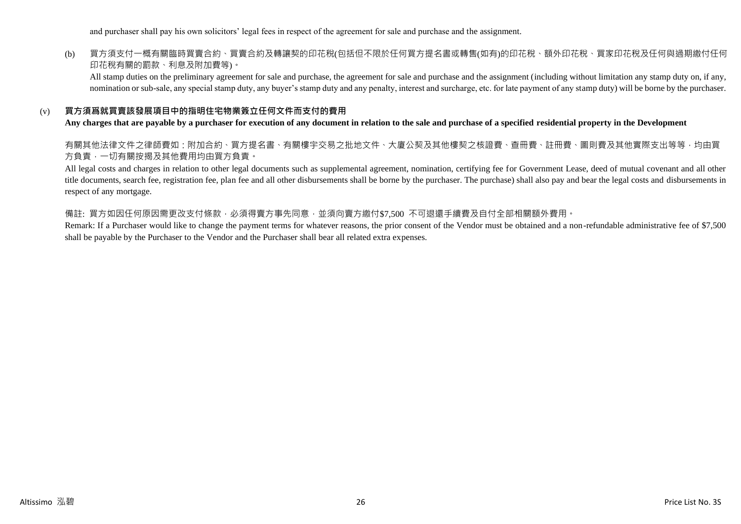and purchaser shall pay his own solicitors' legal fees in respect of the agreement for sale and purchase and the assignment.

(b) 買方須支付一概有關臨時買賣合約、買賣合約及轉讓契的印花稅(包括但不限於任何買方提名書或轉售(如有)的印花稅、額外印花稅、買家印花稅及任何與過期繳付任何印花稅有關的罰款、利息及附加費等)。

All stamp duties on the preliminary agreement for sale and purchase, the agreement for sale and purchase and the assignment (including without limitation any stamp duty on, if any, nomination or sub-sale, any special stamp duty, any buyer's stamp duty and any penalty, interest and surcharge, etc. for late payment of any stamp duty) will be borne by the purchaser.

(v) **買方須爲就買賣該發展項目中的指明住宅物業簽立任何文件而支付的費用**
**Any charges that are payable by a purchaser for execution of any document in relation to the sale and purchase of a specified residential property in the Development**

有關其他法律文件之律師費如：附加合約、買方提名書、有關樓宇交易之批地文件、大廈公契及其他樓契之核證費、查冊費、註冊費、圖則費及其他實際支出等等，均由買方負責，一切有關按揭及其他費用均由買方負責。

All legal costs and charges in relation to other legal documents such as supplemental agreement, nomination, certifying fee for Government Lease, deed of mutual covenant and all other title documents, search fee, registration fee, plan fee and all other disbursements shall be borne by the purchaser. The purchase) shall also pay and bear the legal costs and disbursements in respect of any mortgage.

備註: 買方如因任何原因需更改支付條款，必須得賣方事先同意，並須向賣方繳付$7,500 不可退還手續費及自付全部相關額外費用。

Remark: If a Purchaser would like to change the payment terms for whatever reasons, the prior consent of the Vendor must be obtained and a non-refundable administrative fee of $7,500 shall be payable by the Purchaser to the Vendor and the Purchaser shall bear all related extra expenses.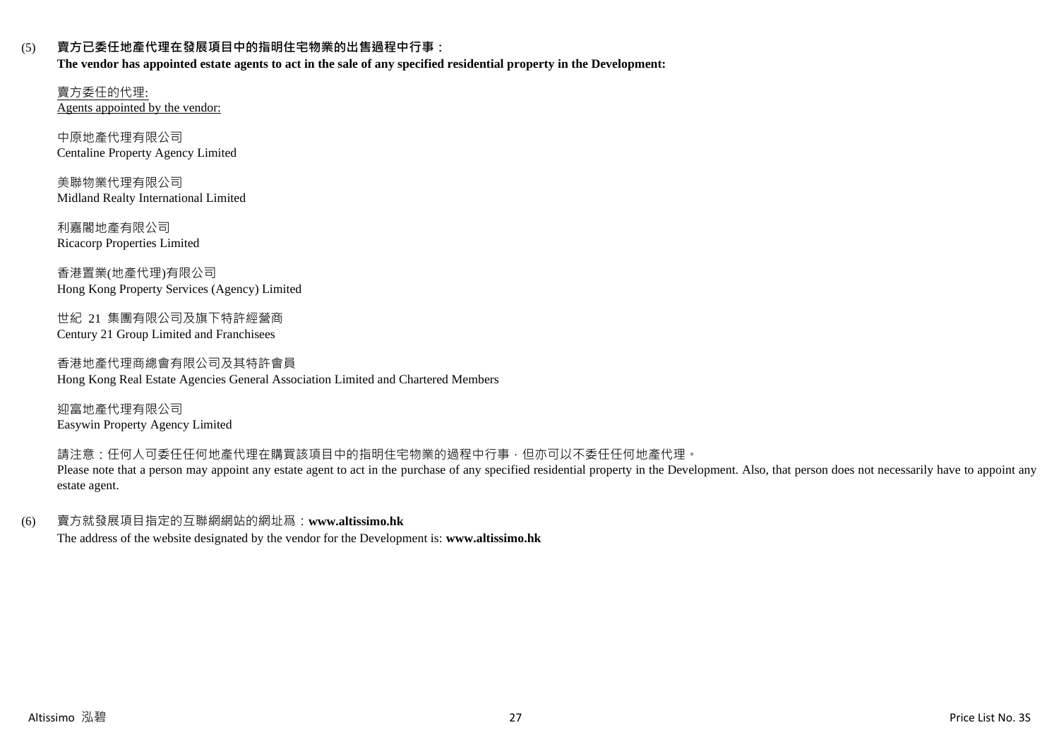(5) **賣方已委任地產代理在發展項目中的指明住宅物業的出售過程中行事：**
**The vendor has appointed estate agents to act in the sale of any specified residential property in the Development:**

賣方委任的代理:
Agents appointed by the vendor:

中原地產代理有限公司
Centaline Property Agency Limited

美聯物業代理有限公司
Midland Realty International Limited

利嘉閣地產有限公司
Ricacorp Properties Limited

香港置業(地產代理)有限公司
Hong Kong Property Services (Agency) Limited

世紀 21 集團有限公司及旗下特許經營商
Century 21 Group Limited and Franchisees

香港地產代理商總會有限公司及其特許會員
Hong Kong Real Estate Agencies General Association Limited and Chartered Members

迎富地產代理有限公司
Easywin Property Agency Limited

請注意：任何人可委任任何地產代理在購買該項目中的指明住宅物業的過程中行事，但亦可以不委任任何地產代理。
Please note that a person may appoint any estate agent to act in the purchase of any specified residential property in the Development. Also, that person does not necessarily have to appoint any estate agent.

(6) 賣方就發展項目指定的互聯網網站的網址爲：**www.altissimo.hk**
The address of the website designated by the vendor for the Development is: **www.altissimo.hk**